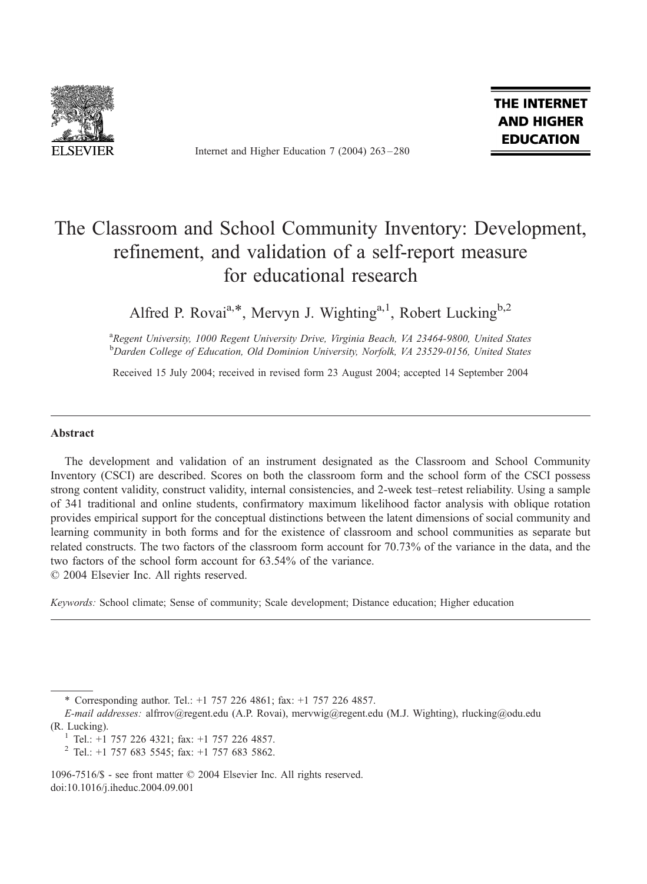# The Classroom and School Community Inventory: Development, refinement, and validation of a self-report measure for educational research

Alfred P. Rovai[a,*], Mervyn J. Wighting[a,1], Robert Lucking[b,2]

[a] *Regent University, 1000 Regent University Drive, Virginia Beach, VA 23464-9800, United States*
[b] *Darden College of Education, Old Dominion University, Norfolk, VA 23529-0156, United States*

Received 15 July 2004; received in revised form 23 August 2004; accepted 14 September 2004

## Abstract

The development and validation of an instrument designated as the Classroom and School Community Inventory (CSCI) are described. Scores on both the classroom form and the school form of the CSCI possess strong content validity, construct validity, internal consistencies, and 2-week test–retest reliability. Using a sample of 341 traditional and online students, confirmatory maximum likelihood factor analysis with oblique rotation provides empirical support for the conceptual distinctions between the latent dimensions of social community and learning community in both forms and for the existence of classroom and school communities as separate but related constructs. The two factors of the classroom form account for 70.73% of the variance in the data, and the two factors of the school form account for 63.54% of the variance.
© 2004 Elsevier Inc. All rights reserved.

*Keywords:* School climate; Sense of community; Scale development; Distance education; Higher education

---

\* Corresponding author. Tel.: +1 757 226 4861; fax: +1 757 226 4857.
*E-mail addresses:* alfrrov@regent.edu (A.P. Rovai), mervwig@regent.edu (M.J. Wighting), rlucking@odu.edu (R. Lucking).
[1] Tel.: +1 757 226 4321; fax: +1 757 226 4857.
[2] Tel.: +1 757 683 5545; fax: +1 757 683 5862.

1096-7516/$ - see front matter © 2004 Elsevier Inc. All rights reserved.
doi:10.1016/j.iheduc.2004.09.001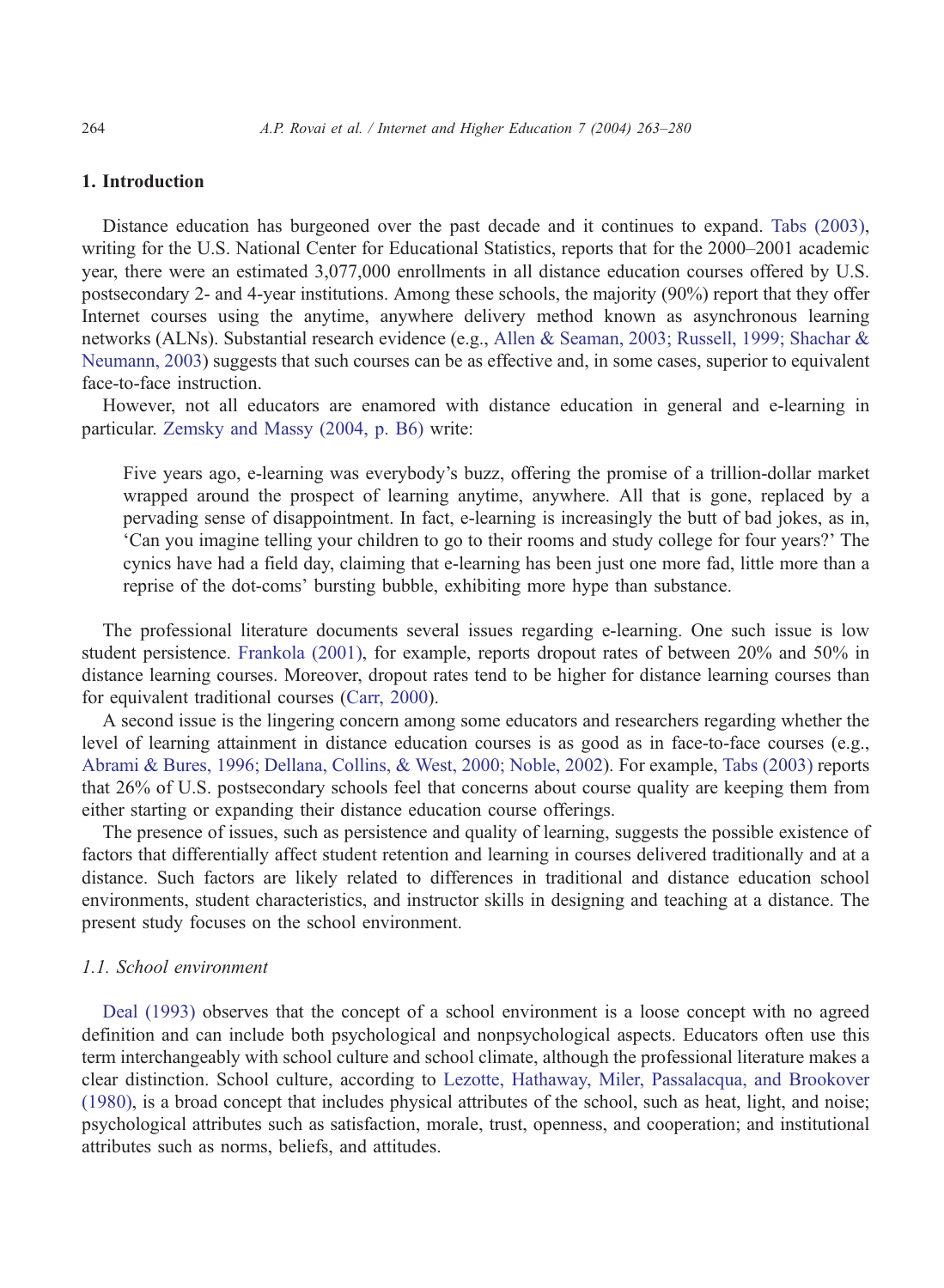## 1. Introduction

Distance education has burgeoned over the past decade and it continues to expand. Tabs (2003), writing for the U.S. National Center for Educational Statistics, reports that for the 2000–2001 academic year, there were an estimated 3,077,000 enrollments in all distance education courses offered by U.S. postsecondary 2- and 4-year institutions. Among these schools, the majority (90%) report that they offer Internet courses using the anytime, anywhere delivery method known as asynchronous learning networks (ALNs). Substantial research evidence (e.g., Allen & Seaman, 2003; Russell, 1999; Shachar & Neumann, 2003) suggests that such courses can be as effective and, in some cases, superior to equivalent face-to-face instruction.

However, not all educators are enamored with distance education in general and e-learning in particular. Zemsky and Massy (2004, p. B6) write:

> Five years ago, e-learning was everybody's buzz, offering the promise of a trillion-dollar market wrapped around the prospect of learning anytime, anywhere. All that is gone, replaced by a pervading sense of disappointment. In fact, e-learning is increasingly the butt of bad jokes, as in, 'Can you imagine telling your children to go to their rooms and study college for four years?' The cynics have had a field day, claiming that e-learning has been just one more fad, little more than a reprise of the dot-coms' bursting bubble, exhibiting more hype than substance.

The professional literature documents several issues regarding e-learning. One such issue is low student persistence. Frankola (2001), for example, reports dropout rates of between 20% and 50% in distance learning courses. Moreover, dropout rates tend to be higher for distance learning courses than for equivalent traditional courses (Carr, 2000).

A second issue is the lingering concern among some educators and researchers regarding whether the level of learning attainment in distance education courses is as good as in face-to-face courses (e.g., Abrami & Bures, 1996; Dellana, Collins, & West, 2000; Noble, 2002). For example, Tabs (2003) reports that 26% of U.S. postsecondary schools feel that concerns about course quality are keeping them from either starting or expanding their distance education course offerings.

The presence of issues, such as persistence and quality of learning, suggests the possible existence of factors that differentially affect student retention and learning in courses delivered traditionally and at a distance. Such factors are likely related to differences in traditional and distance education school environments, student characteristics, and instructor skills in designing and teaching at a distance. The present study focuses on the school environment.

### *1.1. School environment*

Deal (1993) observes that the concept of a school environment is a loose concept with no agreed definition and can include both psychological and nonpsychological aspects. Educators often use this term interchangeably with school culture and school climate, although the professional literature makes a clear distinction. School culture, according to Lezotte, Hathaway, Miler, Passalacqua, and Brookover (1980), is a broad concept that includes physical attributes of the school, such as heat, light, and noise; psychological attributes such as satisfaction, morale, trust, openness, and cooperation; and institutional attributes such as norms, beliefs, and attitudes.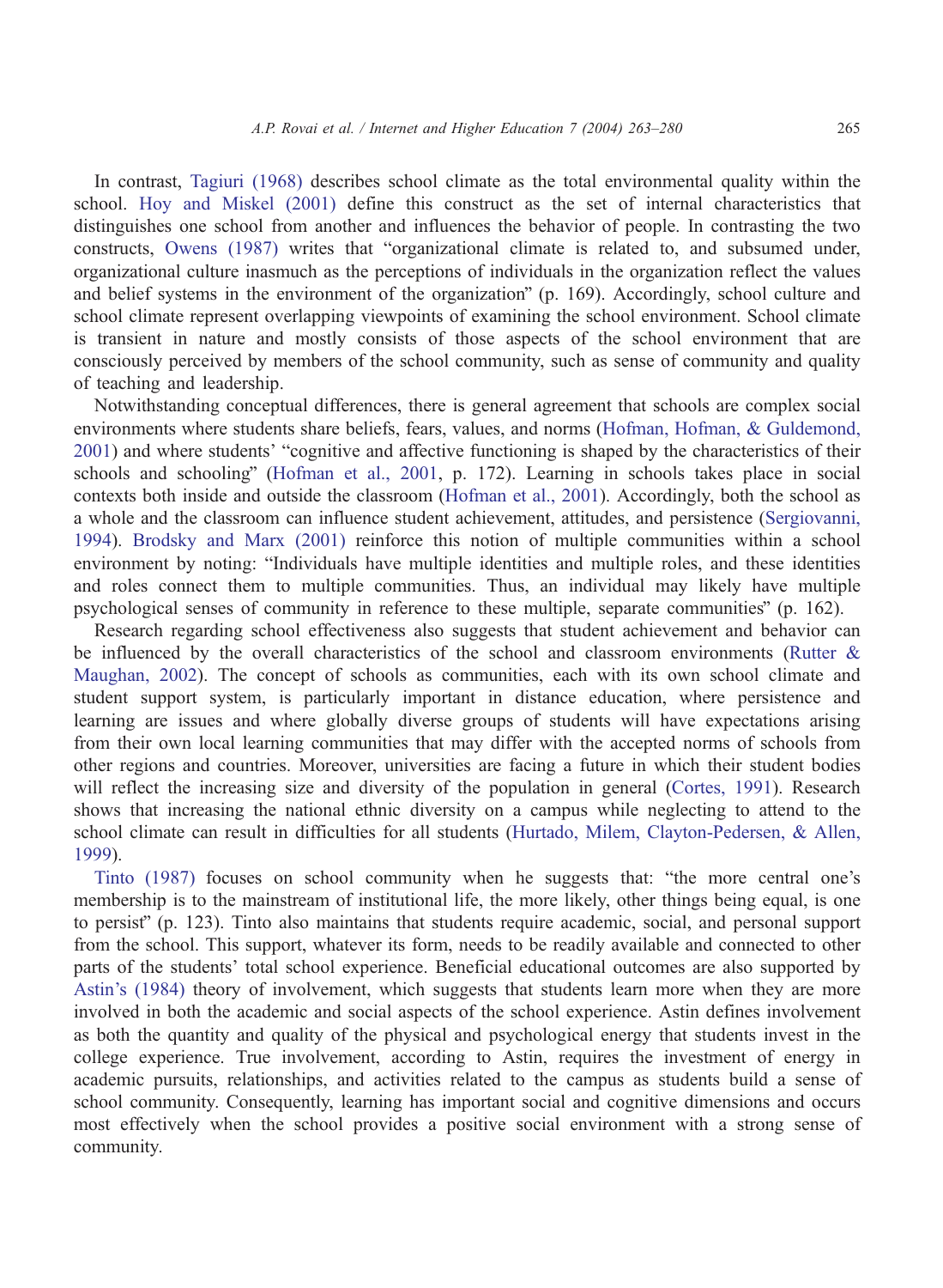In contrast, Tagiuri (1968) describes school climate as the total environmental quality within the school. Hoy and Miskel (2001) define this construct as the set of internal characteristics that distinguishes one school from another and influences the behavior of people. In contrasting the two constructs, Owens (1987) writes that "organizational climate is related to, and subsumed under, organizational culture inasmuch as the perceptions of individuals in the organization reflect the values and belief systems in the environment of the organization" (p. 169). Accordingly, school culture and school climate represent overlapping viewpoints of examining the school environment. School climate is transient in nature and mostly consists of those aspects of the school environment that are consciously perceived by members of the school community, such as sense of community and quality of teaching and leadership.

Notwithstanding conceptual differences, there is general agreement that schools are complex social environments where students share beliefs, fears, values, and norms (Hofman, Hofman, & Guldemond, 2001) and where students' "cognitive and affective functioning is shaped by the characteristics of their schools and schooling" (Hofman et al., 2001, p. 172). Learning in schools takes place in social contexts both inside and outside the classroom (Hofman et al., 2001). Accordingly, both the school as a whole and the classroom can influence student achievement, attitudes, and persistence (Sergiovanni, 1994). Brodsky and Marx (2001) reinforce this notion of multiple communities within a school environment by noting: "Individuals have multiple identities and multiple roles, and these identities and roles connect them to multiple communities. Thus, an individual may likely have multiple psychological senses of community in reference to these multiple, separate communities" (p. 162).

Research regarding school effectiveness also suggests that student achievement and behavior can be influenced by the overall characteristics of the school and classroom environments (Rutter & Maughan, 2002). The concept of schools as communities, each with its own school climate and student support system, is particularly important in distance education, where persistence and learning are issues and where globally diverse groups of students will have expectations arising from their own local learning communities that may differ with the accepted norms of schools from other regions and countries. Moreover, universities are facing a future in which their student bodies will reflect the increasing size and diversity of the population in general (Cortes, 1991). Research shows that increasing the national ethnic diversity on a campus while neglecting to attend to the school climate can result in difficulties for all students (Hurtado, Milem, Clayton-Pedersen, & Allen, 1999).

Tinto (1987) focuses on school community when he suggests that: "the more central one's membership is to the mainstream of institutional life, the more likely, other things being equal, is one to persist" (p. 123). Tinto also maintains that students require academic, social, and personal support from the school. This support, whatever its form, needs to be readily available and connected to other parts of the students' total school experience. Beneficial educational outcomes are also supported by Astin's (1984) theory of involvement, which suggests that students learn more when they are more involved in both the academic and social aspects of the school experience. Astin defines involvement as both the quantity and quality of the physical and psychological energy that students invest in the college experience. True involvement, according to Astin, requires the investment of energy in academic pursuits, relationships, and activities related to the campus as students build a sense of school community. Consequently, learning has important social and cognitive dimensions and occurs most effectively when the school provides a positive social environment with a strong sense of community.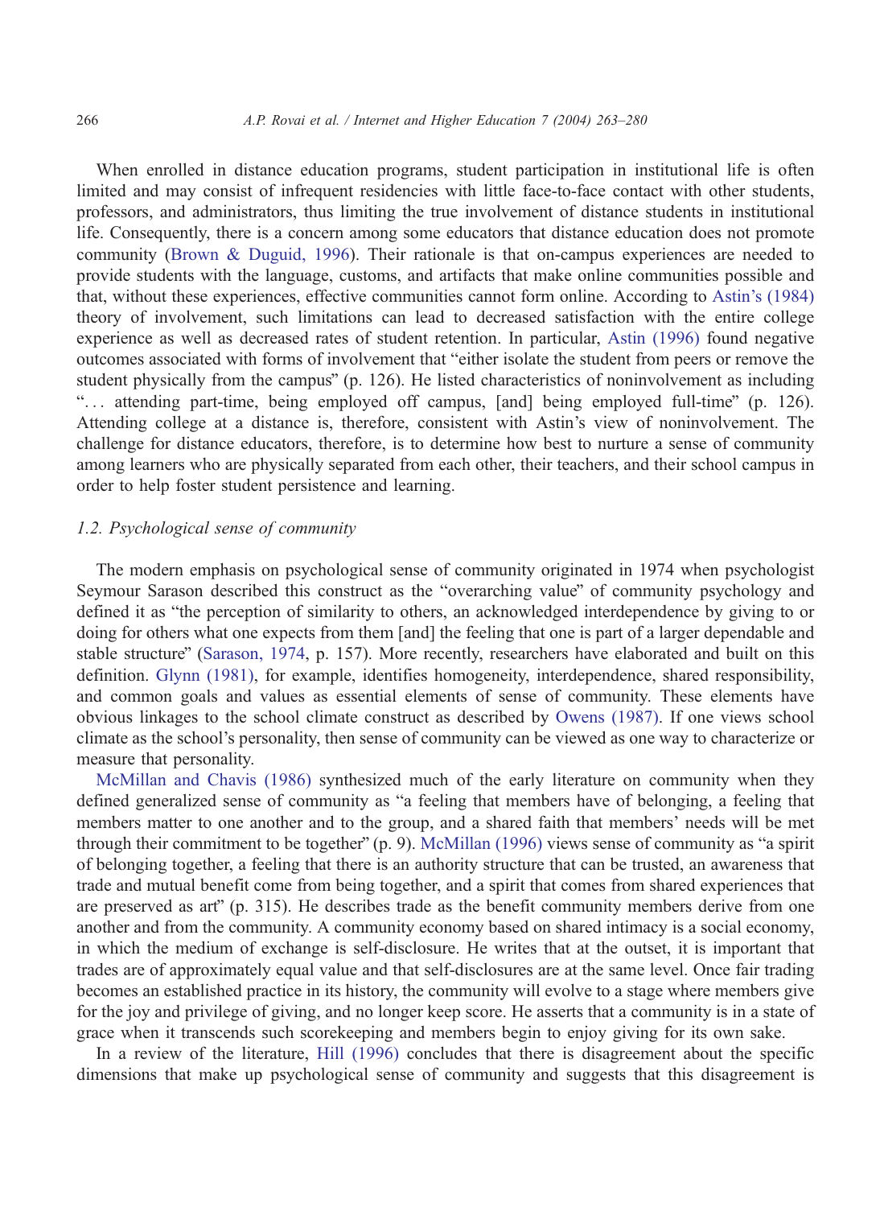When enrolled in distance education programs, student participation in institutional life is often limited and may consist of infrequent residencies with little face-to-face contact with other students, professors, and administrators, thus limiting the true involvement of distance students in institutional life. Consequently, there is a concern among some educators that distance education does not promote community (Brown & Duguid, 1996). Their rationale is that on-campus experiences are needed to provide students with the language, customs, and artifacts that make online communities possible and that, without these experiences, effective communities cannot form online. According to Astin's (1984) theory of involvement, such limitations can lead to decreased satisfaction with the entire college experience as well as decreased rates of student retention. In particular, Astin (1996) found negative outcomes associated with forms of involvement that "either isolate the student from peers or remove the student physically from the campus" (p. 126). He listed characteristics of noninvolvement as including "... attending part-time, being employed off campus, [and] being employed full-time" (p. 126). Attending college at a distance is, therefore, consistent with Astin's view of noninvolvement. The challenge for distance educators, therefore, is to determine how best to nurture a sense of community among learners who are physically separated from each other, their teachers, and their school campus in order to help foster student persistence and learning.

### 1.2. Psychological sense of community

The modern emphasis on psychological sense of community originated in 1974 when psychologist Seymour Sarason described this construct as the "overarching value" of community psychology and defined it as "the perception of similarity to others, an acknowledged interdependence by giving to or doing for others what one expects from them [and] the feeling that one is part of a larger dependable and stable structure" (Sarason, 1974, p. 157). More recently, researchers have elaborated and built on this definition. Glynn (1981), for example, identifies homogeneity, interdependence, shared responsibility, and common goals and values as essential elements of sense of community. These elements have obvious linkages to the school climate construct as described by Owens (1987). If one views school climate as the school's personality, then sense of community can be viewed as one way to characterize or measure that personality.

McMillan and Chavis (1986) synthesized much of the early literature on community when they defined generalized sense of community as "a feeling that members have of belonging, a feeling that members matter to one another and to the group, and a shared faith that members' needs will be met through their commitment to be together" (p. 9). McMillan (1996) views sense of community as "a spirit of belonging together, a feeling that there is an authority structure that can be trusted, an awareness that trade and mutual benefit come from being together, and a spirit that comes from shared experiences that are preserved as art" (p. 315). He describes trade as the benefit community members derive from one another and from the community. A community economy based on shared intimacy is a social economy, in which the medium of exchange is self-disclosure. He writes that at the outset, it is important that trades are of approximately equal value and that self-disclosures are at the same level. Once fair trading becomes an established practice in its history, the community will evolve to a stage where members give for the joy and privilege of giving, and no longer keep score. He asserts that a community is in a state of grace when it transcends such scorekeeping and members begin to enjoy giving for its own sake.

In a review of the literature, Hill (1996) concludes that there is disagreement about the specific dimensions that make up psychological sense of community and suggests that this disagreement is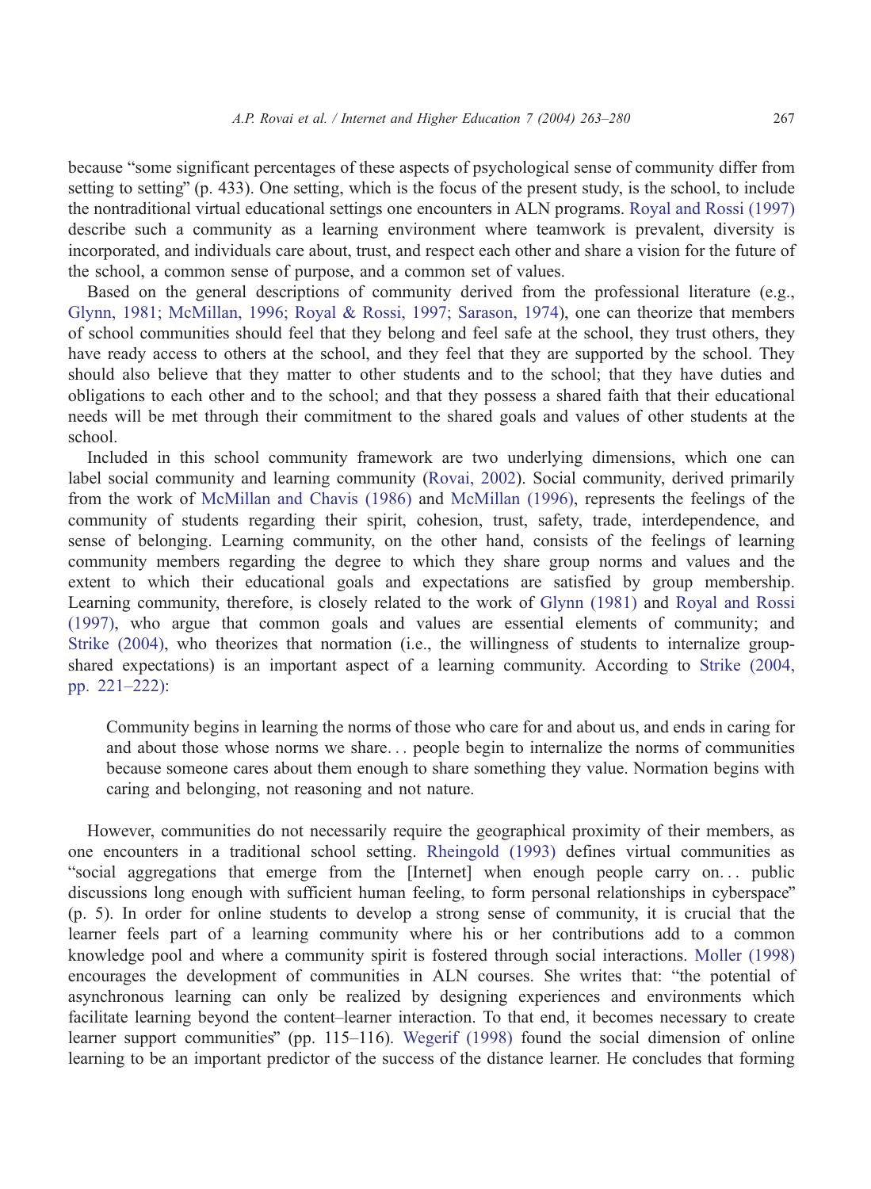because "some significant percentages of these aspects of psychological sense of community differ from setting to setting" (p. 433). One setting, which is the focus of the present study, is the school, to include the nontraditional virtual educational settings one encounters in ALN programs. Royal and Rossi (1997) describe such a community as a learning environment where teamwork is prevalent, diversity is incorporated, and individuals care about, trust, and respect each other and share a vision for the future of the school, a common sense of purpose, and a common set of values.

Based on the general descriptions of community derived from the professional literature (e.g., Glynn, 1981; McMillan, 1996; Royal & Rossi, 1997; Sarason, 1974), one can theorize that members of school communities should feel that they belong and feel safe at the school, they trust others, they have ready access to others at the school, and they feel that they are supported by the school. They should also believe that they matter to other students and to the school; that they have duties and obligations to each other and to the school; and that they possess a shared faith that their educational needs will be met through their commitment to the shared goals and values of other students at the school.

Included in this school community framework are two underlying dimensions, which one can label social community and learning community (Rovai, 2002). Social community, derived primarily from the work of McMillan and Chavis (1986) and McMillan (1996), represents the feelings of the community of students regarding their spirit, cohesion, trust, safety, trade, interdependence, and sense of belonging. Learning community, on the other hand, consists of the feelings of learning community members regarding the degree to which they share group norms and values and the extent to which their educational goals and expectations are satisfied by group membership. Learning community, therefore, is closely related to the work of Glynn (1981) and Royal and Rossi (1997), who argue that common goals and values are essential elements of community; and Strike (2004), who theorizes that normation (i.e., the willingness of students to internalize group-shared expectations) is an important aspect of a learning community. According to Strike (2004, pp. 221–222):

> Community begins in learning the norms of those who care for and about us, and ends in caring for and about those whose norms we share... people begin to internalize the norms of communities because someone cares about them enough to share something they value. Normation begins with caring and belonging, not reasoning and not nature.

However, communities do not necessarily require the geographical proximity of their members, as one encounters in a traditional school setting. Rheingold (1993) defines virtual communities as "social aggregations that emerge from the [Internet] when enough people carry on... public discussions long enough with sufficient human feeling, to form personal relationships in cyberspace" (p. 5). In order for online students to develop a strong sense of community, it is crucial that the learner feels part of a learning community where his or her contributions add to a common knowledge pool and where a community spirit is fostered through social interactions. Moller (1998) encourages the development of communities in ALN courses. She writes that: "the potential of asynchronous learning can only be realized by designing experiences and environments which facilitate learning beyond the content–learner interaction. To that end, it becomes necessary to create learner support communities" (pp. 115–116). Wegerif (1998) found the social dimension of online learning to be an important predictor of the success of the distance learner. He concludes that forming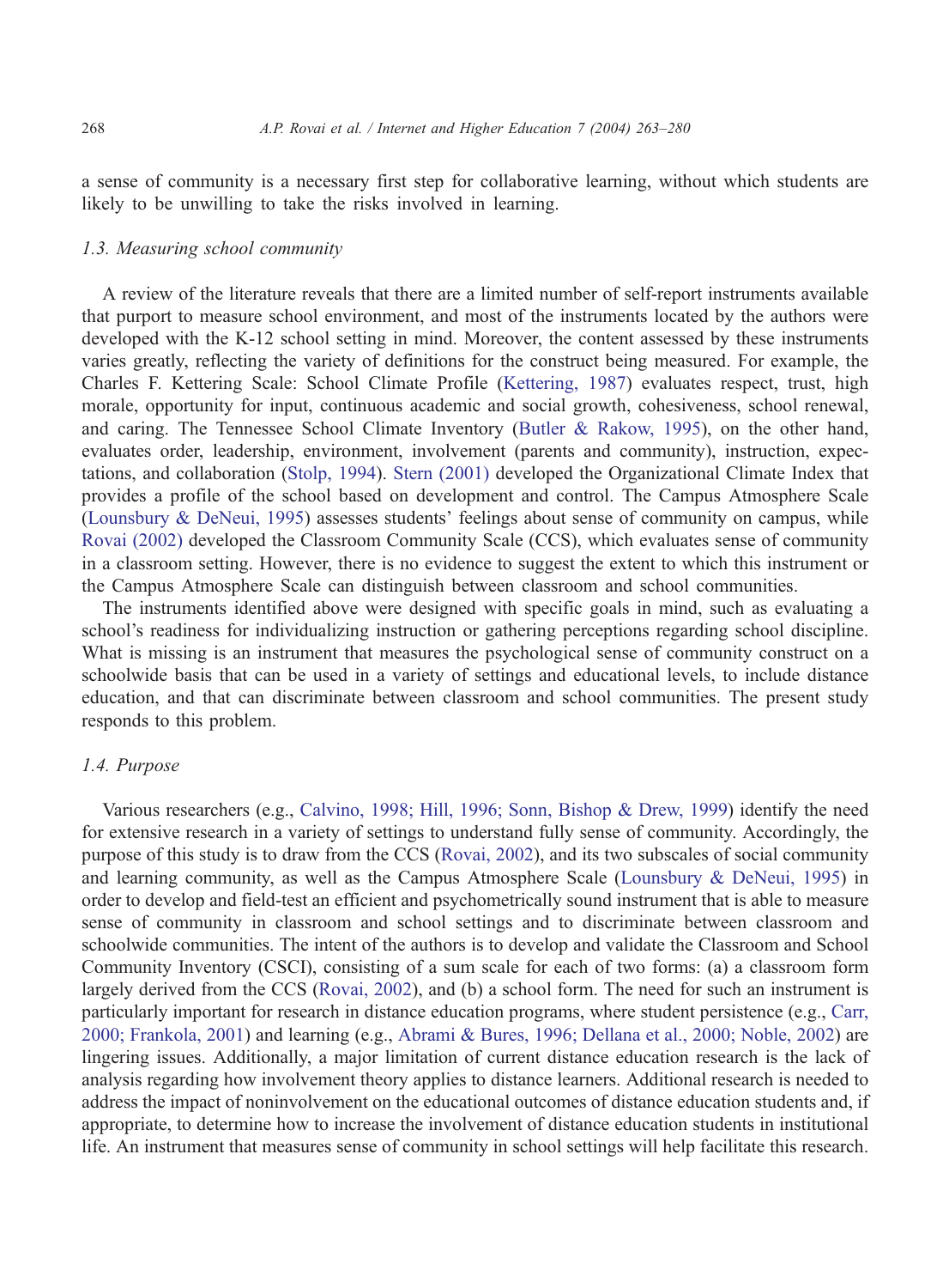a sense of community is a necessary first step for collaborative learning, without which students are likely to be unwilling to take the risks involved in learning.

### *1.3. Measuring school community*

A review of the literature reveals that there are a limited number of self-report instruments available that purport to measure school environment, and most of the instruments located by the authors were developed with the K-12 school setting in mind. Moreover, the content assessed by these instruments varies greatly, reflecting the variety of definitions for the construct being measured. For example, the Charles F. Kettering Scale: School Climate Profile (Kettering, 1987) evaluates respect, trust, high morale, opportunity for input, continuous academic and social growth, cohesiveness, school renewal, and caring. The Tennessee School Climate Inventory (Butler & Rakow, 1995), on the other hand, evaluates order, leadership, environment, involvement (parents and community), instruction, expectations, and collaboration (Stolp, 1994). Stern (2001) developed the Organizational Climate Index that provides a profile of the school based on development and control. The Campus Atmosphere Scale (Lounsbury & DeNeui, 1995) assesses students' feelings about sense of community on campus, while Rovai (2002) developed the Classroom Community Scale (CCS), which evaluates sense of community in a classroom setting. However, there is no evidence to suggest the extent to which this instrument or the Campus Atmosphere Scale can distinguish between classroom and school communities.

The instruments identified above were designed with specific goals in mind, such as evaluating a school's readiness for individualizing instruction or gathering perceptions regarding school discipline. What is missing is an instrument that measures the psychological sense of community construct on a schoolwide basis that can be used in a variety of settings and educational levels, to include distance education, and that can discriminate between classroom and school communities. The present study responds to this problem.

### *1.4. Purpose*

Various researchers (e.g., Calvino, 1998; Hill, 1996; Sonn, Bishop & Drew, 1999) identify the need for extensive research in a variety of settings to understand fully sense of community. Accordingly, the purpose of this study is to draw from the CCS (Rovai, 2002), and its two subscales of social community and learning community, as well as the Campus Atmosphere Scale (Lounsbury & DeNeui, 1995) in order to develop and field-test an efficient and psychometrically sound instrument that is able to measure sense of community in classroom and school settings and to discriminate between classroom and schoolwide communities. The intent of the authors is to develop and validate the Classroom and School Community Inventory (CSCI), consisting of a sum scale for each of two forms: (a) a classroom form largely derived from the CCS (Rovai, 2002), and (b) a school form. The need for such an instrument is particularly important for research in distance education programs, where student persistence (e.g., Carr, 2000; Frankola, 2001) and learning (e.g., Abrami & Bures, 1996; Dellana et al., 2000; Noble, 2002) are lingering issues. Additionally, a major limitation of current distance education research is the lack of analysis regarding how involvement theory applies to distance learners. Additional research is needed to address the impact of noninvolvement on the educational outcomes of distance education students and, if appropriate, to determine how to increase the involvement of distance education students in institutional life. An instrument that measures sense of community in school settings will help facilitate this research.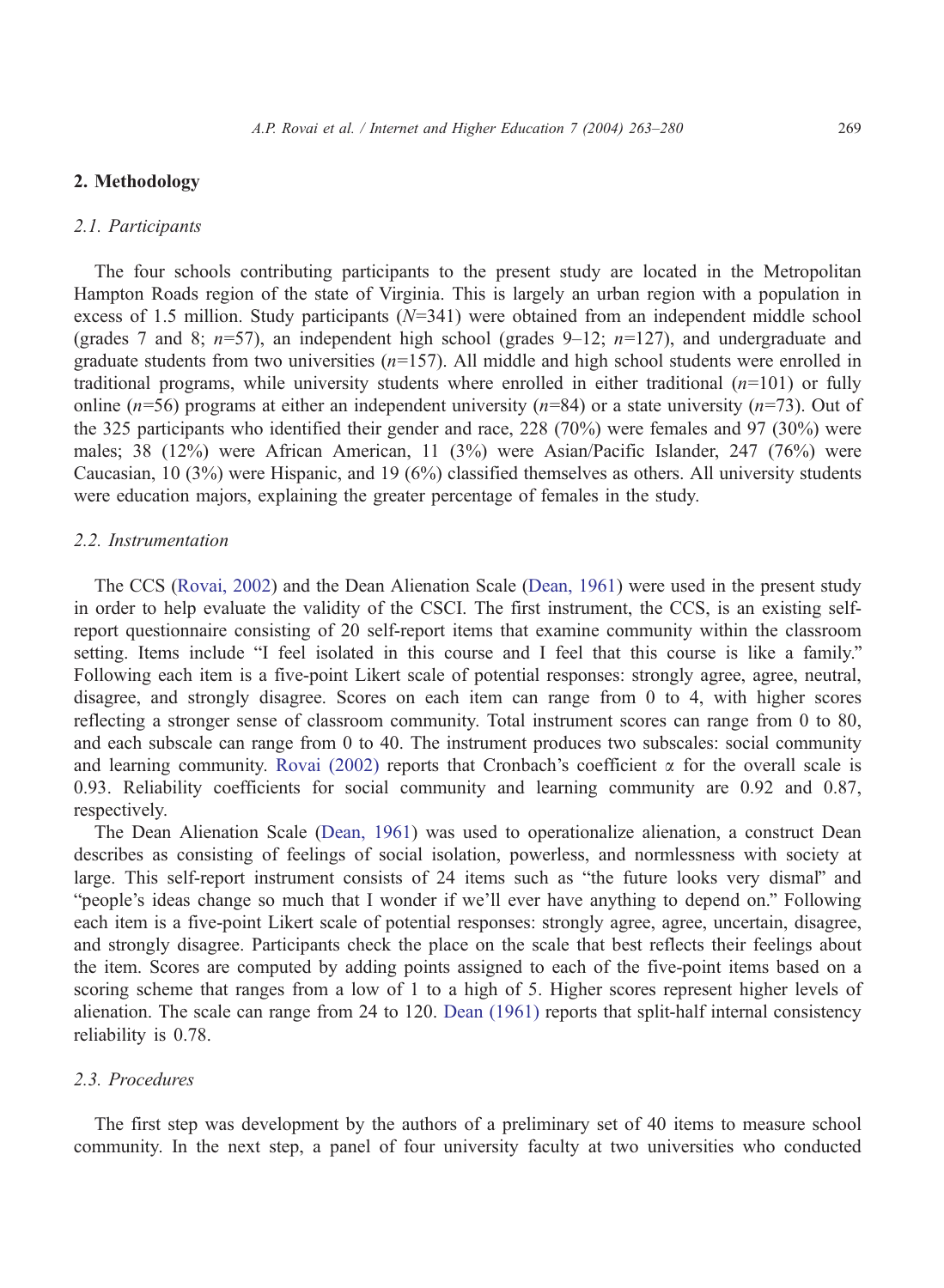## 2. Methodology

### 2.1. Participants

The four schools contributing participants to the present study are located in the Metropolitan Hampton Roads region of the state of Virginia. This is largely an urban region with a population in excess of 1.5 million. Study participants ($N$=341) were obtained from an independent middle school (grades 7 and 8; $n$=57), an independent high school (grades 9–12; $n$=127), and undergraduate and graduate students from two universities ($n$=157). All middle and high school students were enrolled in traditional programs, while university students where enrolled in either traditional ($n$=101) or fully online ($n$=56) programs at either an independent university ($n$=84) or a state university ($n$=73). Out of the 325 participants who identified their gender and race, 228 (70%) were females and 97 (30%) were males; 38 (12%) were African American, 11 (3%) were Asian/Pacific Islander, 247 (76%) were Caucasian, 10 (3%) were Hispanic, and 19 (6%) classified themselves as others. All university students were education majors, explaining the greater percentage of females in the study.

### 2.2. Instrumentation

The CCS (Rovai, 2002) and the Dean Alienation Scale (Dean, 1961) were used in the present study in order to help evaluate the validity of the CSCI. The first instrument, the CCS, is an existing self-report questionnaire consisting of 20 self-report items that examine community within the classroom setting. Items include "I feel isolated in this course and I feel that this course is like a family." Following each item is a five-point Likert scale of potential responses: strongly agree, agree, neutral, disagree, and strongly disagree. Scores on each item can range from 0 to 4, with higher scores reflecting a stronger sense of classroom community. Total instrument scores can range from 0 to 80, and each subscale can range from 0 to 40. The instrument produces two subscales: social community and learning community. Rovai (2002) reports that Cronbach's coefficient α for the overall scale is 0.93. Reliability coefficients for social community and learning community are 0.92 and 0.87, respectively.

The Dean Alienation Scale (Dean, 1961) was used to operationalize alienation, a construct Dean describes as consisting of feelings of social isolation, powerless, and normlessness with society at large. This self-report instrument consists of 24 items such as "the future looks very dismal" and "people's ideas change so much that I wonder if we'll ever have anything to depend on." Following each item is a five-point Likert scale of potential responses: strongly agree, agree, uncertain, disagree, and strongly disagree. Participants check the place on the scale that best reflects their feelings about the item. Scores are computed by adding points assigned to each of the five-point items based on a scoring scheme that ranges from a low of 1 to a high of 5. Higher scores represent higher levels of alienation. The scale can range from 24 to 120. Dean (1961) reports that split-half internal consistency reliability is 0.78.

### 2.3. Procedures

The first step was development by the authors of a preliminary set of 40 items to measure school community. In the next step, a panel of four university faculty at two universities who conducted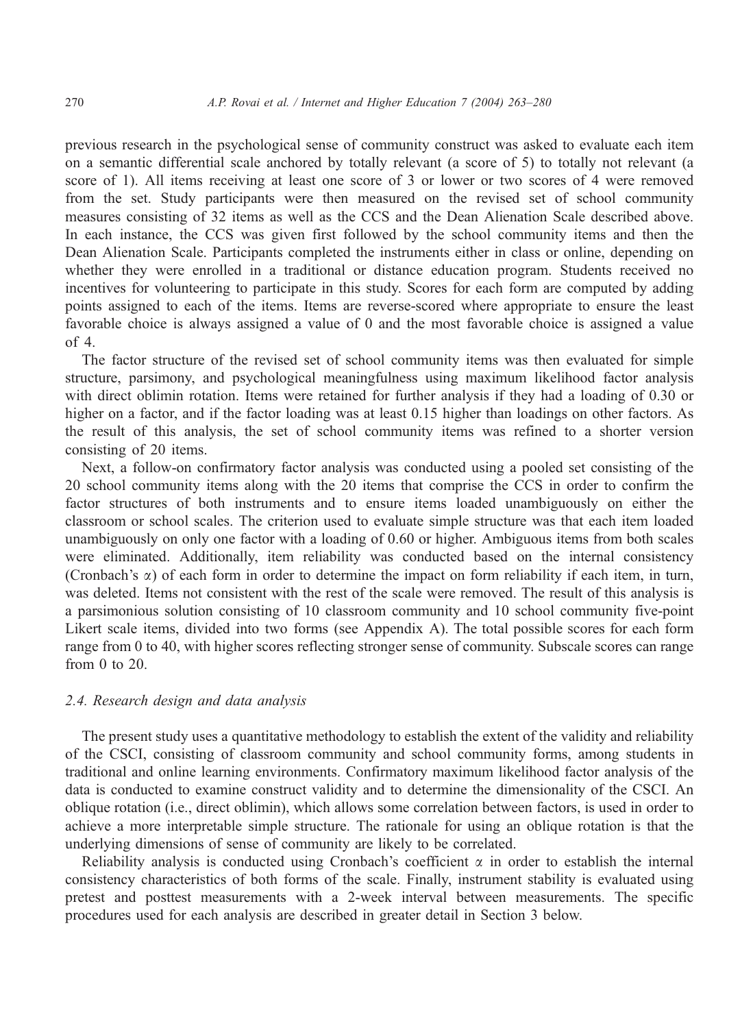previous research in the psychological sense of community construct was asked to evaluate each item on a semantic differential scale anchored by totally relevant (a score of 5) to totally not relevant (a score of 1). All items receiving at least one score of 3 or lower or two scores of 4 were removed from the set. Study participants were then measured on the revised set of school community measures consisting of 32 items as well as the CCS and the Dean Alienation Scale described above. In each instance, the CCS was given first followed by the school community items and then the Dean Alienation Scale. Participants completed the instruments either in class or online, depending on whether they were enrolled in a traditional or distance education program. Students received no incentives for volunteering to participate in this study. Scores for each form are computed by adding points assigned to each of the items. Items are reverse-scored where appropriate to ensure the least favorable choice is always assigned a value of 0 and the most favorable choice is assigned a value of 4.

The factor structure of the revised set of school community items was then evaluated for simple structure, parsimony, and psychological meaningfulness using maximum likelihood factor analysis with direct oblimin rotation. Items were retained for further analysis if they had a loading of 0.30 or higher on a factor, and if the factor loading was at least 0.15 higher than loadings on other factors. As the result of this analysis, the set of school community items was refined to a shorter version consisting of 20 items.

Next, a follow-on confirmatory factor analysis was conducted using a pooled set consisting of the 20 school community items along with the 20 items that comprise the CCS in order to confirm the factor structures of both instruments and to ensure items loaded unambiguously on either the classroom or school scales. The criterion used to evaluate simple structure was that each item loaded unambiguously on only one factor with a loading of 0.60 or higher. Ambiguous items from both scales were eliminated. Additionally, item reliability was conducted based on the internal consistency (Cronbach's $\alpha$) of each form in order to determine the impact on form reliability if each item, in turn, was deleted. Items not consistent with the rest of the scale were removed. The result of this analysis is a parsimonious solution consisting of 10 classroom community and 10 school community five-point Likert scale items, divided into two forms (see Appendix A). The total possible scores for each form range from 0 to 40, with higher scores reflecting stronger sense of community. Subscale scores can range from 0 to 20.

### 2.4. Research design and data analysis

The present study uses a quantitative methodology to establish the extent of the validity and reliability of the CSCI, consisting of classroom community and school community forms, among students in traditional and online learning environments. Confirmatory maximum likelihood factor analysis of the data is conducted to examine construct validity and to determine the dimensionality of the CSCI. An oblique rotation (i.e., direct oblimin), which allows some correlation between factors, is used in order to achieve a more interpretable simple structure. The rationale for using an oblique rotation is that the underlying dimensions of sense of community are likely to be correlated.

Reliability analysis is conducted using Cronbach's coefficient $\alpha$ in order to establish the internal consistency characteristics of both forms of the scale. Finally, instrument stability is evaluated using pretest and posttest measurements with a 2-week interval between measurements. The specific procedures used for each analysis are described in greater detail in Section 3 below.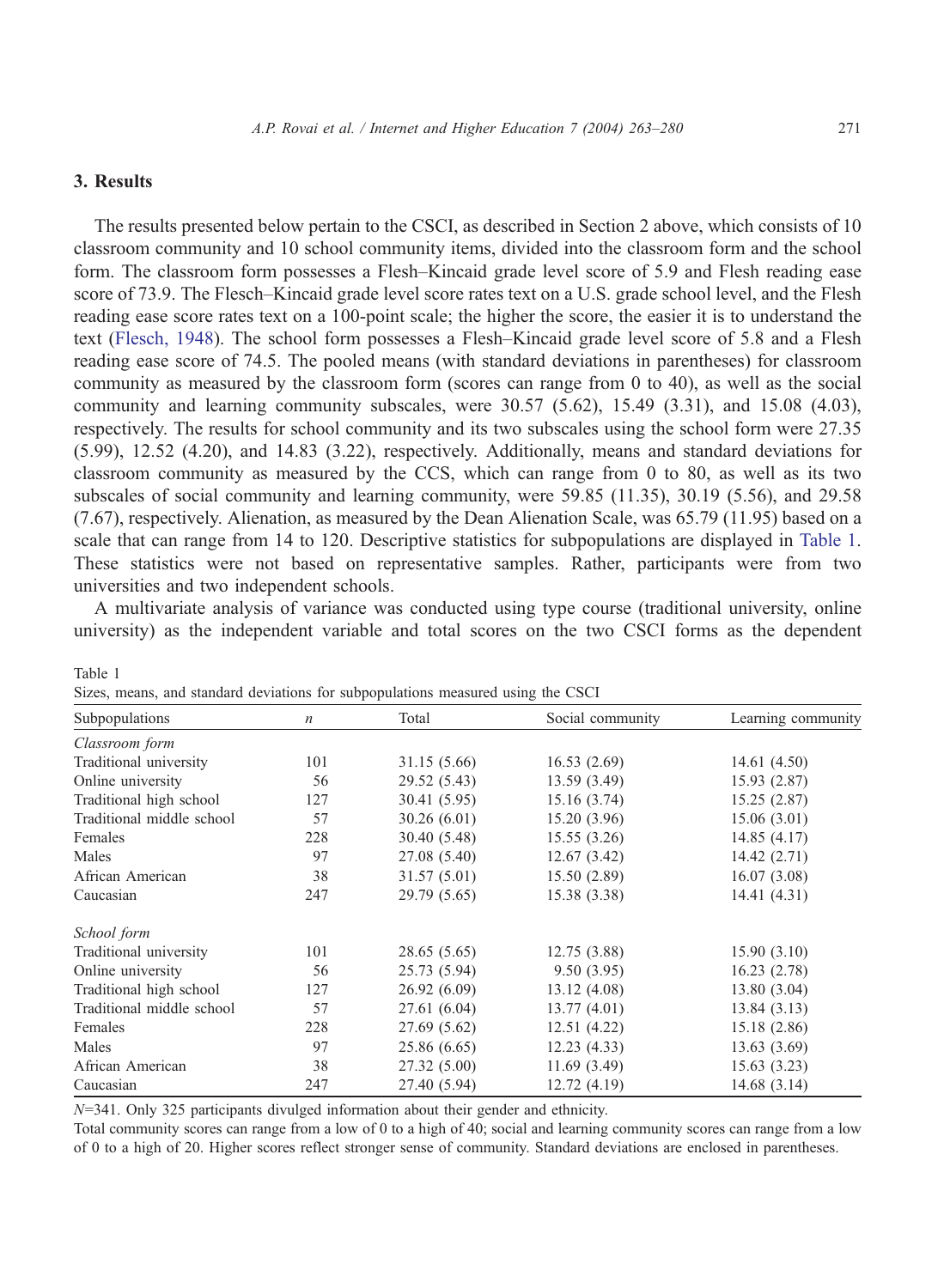## 3. Results

The results presented below pertain to the CSCI, as described in Section 2 above, which consists of 10 classroom community and 10 school community items, divided into the classroom form and the school form. The classroom form possesses a Flesh–Kincaid grade level score of 5.9 and Flesh reading ease score of 73.9. The Flesch–Kincaid grade level score rates text on a U.S. grade school level, and the Flesh reading ease score rates text on a 100-point scale; the higher the score, the easier it is to understand the text (Flesch, 1948). The school form possesses a Flesh–Kincaid grade level score of 5.8 and a Flesh reading ease score of 74.5. The pooled means (with standard deviations in parentheses) for classroom community as measured by the classroom form (scores can range from 0 to 40), as well as the social community and learning community subscales, were 30.57 (5.62), 15.49 (3.31), and 15.08 (4.03), respectively. The results for school community and its two subscales using the school form were 27.35 (5.99), 12.52 (4.20), and 14.83 (3.22), respectively. Additionally, means and standard deviations for classroom community as measured by the CCS, which can range from 0 to 80, as well as its two subscales of social community and learning community, were 59.85 (11.35), 30.19 (5.56), and 29.58 (7.67), respectively. Alienation, as measured by the Dean Alienation Scale, was 65.79 (11.95) based on a scale that can range from 14 to 120. Descriptive statistics for subpopulations are displayed in Table 1. These statistics were not based on representative samples. Rather, participants were from two universities and two independent schools.

A multivariate analysis of variance was conducted using type course (traditional university, online university) as the independent variable and total scores on the two CSCI forms as the dependent

Table 1
Sizes, means, and standard deviations for subpopulations measured using the CSCI

| Subpopulations | *n* | Total | Social community | Learning community |
|---|---|---|---|---|
| *Classroom form* | | | | |
| Traditional university | 101 | 31.15 (5.66) | 16.53 (2.69) | 14.61 (4.50) |
| Online university | 56 | 29.52 (5.43) | 13.59 (3.49) | 15.93 (2.87) |
| Traditional high school | 127 | 30.41 (5.95) | 15.16 (3.74) | 15.25 (2.87) |
| Traditional middle school | 57 | 30.26 (6.01) | 15.20 (3.96) | 15.06 (3.01) |
| Females | 228 | 30.40 (5.48) | 15.55 (3.26) | 14.85 (4.17) |
| Males | 97 | 27.08 (5.40) | 12.67 (3.42) | 14.42 (2.71) |
| African American | 38 | 31.57 (5.01) | 15.50 (2.89) | 16.07 (3.08) |
| Caucasian | 247 | 29.79 (5.65) | 15.38 (3.38) | 14.41 (4.31) |
| *School form* | | | | |
| Traditional university | 101 | 28.65 (5.65) | 12.75 (3.88) | 15.90 (3.10) |
| Online university | 56 | 25.73 (5.94) | 9.50 (3.95) | 16.23 (2.78) |
| Traditional high school | 127 | 26.92 (6.09) | 13.12 (4.08) | 13.80 (3.04) |
| Traditional middle school | 57 | 27.61 (6.04) | 13.77 (4.01) | 13.84 (3.13) |
| Females | 228 | 27.69 (5.62) | 12.51 (4.22) | 15.18 (2.86) |
| Males | 97 | 25.86 (6.65) | 12.23 (4.33) | 13.63 (3.69) |
| African American | 38 | 27.32 (5.00) | 11.69 (3.49) | 15.63 (3.23) |
| Caucasian | 247 | 27.40 (5.94) | 12.72 (4.19) | 14.68 (3.14) |

$N$=341. Only 325 participants divulged information about their gender and ethnicity.

Total community scores can range from a low of 0 to a high of 40; social and learning community scores can range from a low of 0 to a high of 20. Higher scores reflect stronger sense of community. Standard deviations are enclosed in parentheses.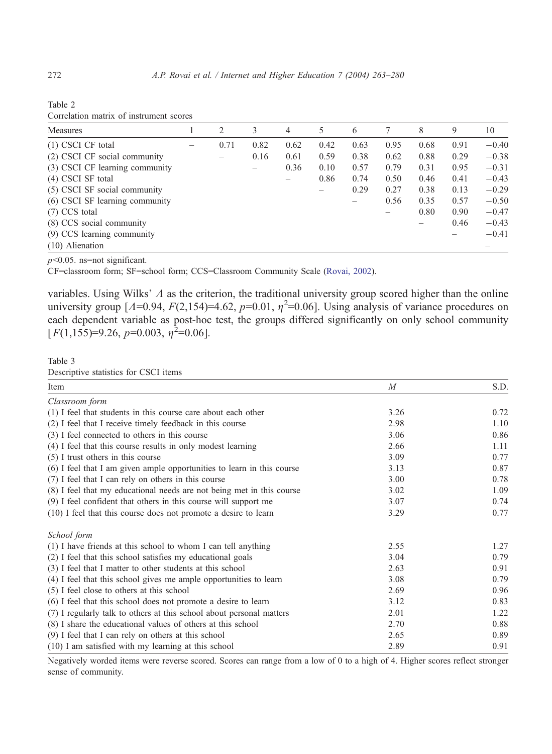Table 2
Correlation matrix of instrument scores

| Measures | 1 | 2 | 3 | 4 | 5 | 6 | 7 | 8 | 9 | 10 |
|---|---|---|---|---|---|---|---|---|---|---|
| (1) CSCI CF total | – | 0.71 | 0.82 | 0.62 | 0.42 | 0.63 | 0.95 | 0.68 | 0.91 | −0.40 |
| (2) CSCI CF social community | | – | 0.16 | 0.61 | 0.59 | 0.38 | 0.62 | 0.88 | 0.29 | −0.38 |
| (3) CSCI CF learning community | | | – | 0.36 | 0.10 | 0.57 | 0.79 | 0.31 | 0.95 | −0.31 |
| (4) CSCI SF total | | | | – | 0.86 | 0.74 | 0.50 | 0.46 | 0.41 | −0.43 |
| (5) CSCI SF social community | | | | | – | 0.29 | 0.27 | 0.38 | 0.13 | −0.29 |
| (6) CSCI SF learning community | | | | | | – | 0.56 | 0.35 | 0.57 | −0.50 |
| (7) CCS total | | | | | | | – | 0.80 | 0.90 | −0.47 |
| (8) CCS social community | | | | | | | | – | 0.46 | −0.43 |
| (9) CCS learning community | | | | | | | | | – | −0.41 |
| (10) Alienation | | | | | | | | | | – |

$p<0.05$. ns=not significant.

CF=classroom form; SF=school form; CCS=Classroom Community Scale (Rovai, 2002).

variables. Using Wilks' $\Lambda$ as the criterion, the traditional university group scored higher than the online university group [$\Lambda=0.94$, $F(2,154)=4.62$, $p=0.01$, $\eta^2=0.06$]. Using analysis of variance procedures on each dependent variable as post-hoc test, the groups differed significantly on only school community [$F(1,155)=9.26$, $p=0.003$, $\eta^2=0.06$].

Table 3
Descriptive statistics for CSCI items

| Item | *M* | S.D. |
|---|---|---|
| *Classroom form* | | |
| (1) I feel that students in this course care about each other | 3.26 | 0.72 |
| (2) I feel that I receive timely feedback in this course | 2.98 | 1.10 |
| (3) I feel connected to others in this course | 3.06 | 0.86 |
| (4) I feel that this course results in only modest learning | 2.66 | 1.11 |
| (5) I trust others in this course | 3.09 | 0.77 |
| (6) I feel that I am given ample opportunities to learn in this course | 3.13 | 0.87 |
| (7) I feel that I can rely on others in this course | 3.00 | 0.78 |
| (8) I feel that my educational needs are not being met in this course | 3.02 | 1.09 |
| (9) I feel confident that others in this course will support me | 3.07 | 0.74 |
| (10) I feel that this course does not promote a desire to learn | 3.29 | 0.77 |
| *School form* | | |
| (1) I have friends at this school to whom I can tell anything | 2.55 | 1.27 |
| (2) I feel that this school satisfies my educational goals | 3.04 | 0.79 |
| (3) I feel that I matter to other students at this school | 2.63 | 0.91 |
| (4) I feel that this school gives me ample opportunities to learn | 3.08 | 0.79 |
| (5) I feel close to others at this school | 2.69 | 0.96 |
| (6) I feel that this school does not promote a desire to learn | 3.12 | 0.83 |
| (7) I regularly talk to others at this school about personal matters | 2.01 | 1.22 |
| (8) I share the educational values of others at this school | 2.70 | 0.88 |
| (9) I feel that I can rely on others at this school | 2.65 | 0.89 |
| (10) I am satisfied with my learning at this school | 2.89 | 0.91 |

Negatively worded items were reverse scored. Scores can range from a low of 0 to a high of 4. Higher scores reflect stronger sense of community.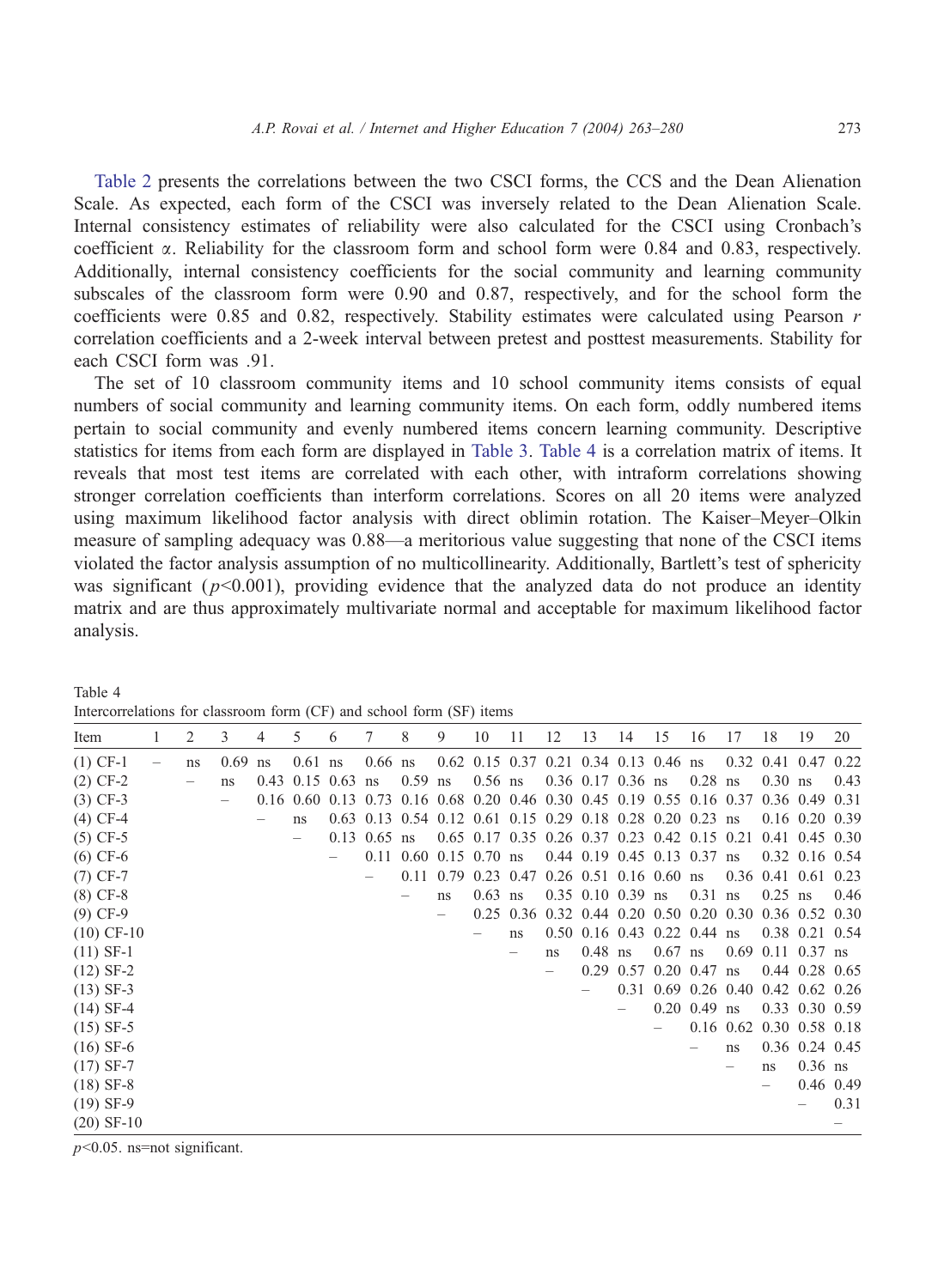Table 2 presents the correlations between the two CSCI forms, the CCS and the Dean Alienation Scale. As expected, each form of the CSCI was inversely related to the Dean Alienation Scale. Internal consistency estimates of reliability were also calculated for the CSCI using Cronbach's coefficient α. Reliability for the classroom form and school form were 0.84 and 0.83, respectively. Additionally, internal consistency coefficients for the social community and learning community subscales of the classroom form were 0.90 and 0.87, respectively, and for the school form the coefficients were 0.85 and 0.82, respectively. Stability estimates were calculated using Pearson $r$ correlation coefficients and a 2-week interval between pretest and posttest measurements. Stability for each CSCI form was .91.

The set of 10 classroom community items and 10 school community items consists of equal numbers of social community and learning community items. On each form, oddly numbered items pertain to social community and evenly numbered items concern learning community. Descriptive statistics for items from each form are displayed in Table 3. Table 4 is a correlation matrix of items. It reveals that most test items are correlated with each other, with intraform correlations showing stronger correlation coefficients than interform correlations. Scores on all 20 items were analyzed using maximum likelihood factor analysis with direct oblimin rotation. The Kaiser–Meyer–Olkin measure of sampling adequacy was 0.88—a meritorious value suggesting that none of the CSCI items violated the factor analysis assumption of no multicollinearity. Additionally, Bartlett's test of sphericity was significant ($p<0.001$), providing evidence that the analyzed data do not produce an identity matrix and are thus approximately multivariate normal and acceptable for maximum likelihood factor analysis.

Table 4
Intercorrelations for classroom form (CF) and school form (SF) items

| Item | 1 | 2 | 3 | 4 | 5 | 6 | 7 | 8 | 9 | 10 | 11 | 12 | 13 | 14 | 15 | 16 | 17 | 18 | 19 | 20 |
|---|---|---|---|---|---|---|---|---|---|---|---|---|---|---|---|---|---|---|---|---|
| (1) CF-1 | – | ns | 0.69 | ns | 0.61 | ns | 0.66 | ns | 0.62 | 0.15 | 0.37 | 0.21 | 0.34 | 0.13 | 0.46 | ns | 0.32 | 0.41 | 0.47 | 0.22 |
| (2) CF-2 | | – | ns | 0.43 | 0.15 | 0.63 | ns | 0.59 | ns | 0.56 | ns | 0.36 | 0.17 | 0.36 | ns | 0.28 | ns | 0.30 | ns | 0.43 |
| (3) CF-3 | | | – | 0.16 | 0.60 | 0.13 | 0.73 | 0.16 | 0.68 | 0.20 | 0.46 | 0.30 | 0.45 | 0.19 | 0.55 | 0.16 | 0.37 | 0.36 | 0.49 | 0.31 |
| (4) CF-4 | | | | – | ns | 0.63 | 0.13 | 0.54 | 0.12 | 0.61 | 0.15 | 0.29 | 0.18 | 0.28 | 0.20 | 0.23 | ns | 0.16 | 0.20 | 0.39 |
| (5) CF-5 | | | | | – | 0.13 | 0.65 | ns | 0.65 | 0.17 | 0.35 | 0.26 | 0.37 | 0.23 | 0.42 | 0.15 | 0.21 | 0.41 | 0.45 | 0.30 |
| (6) CF-6 | | | | | | – | 0.11 | 0.60 | 0.15 | 0.70 | ns | 0.44 | 0.19 | 0.45 | 0.13 | 0.37 | ns | 0.32 | 0.16 | 0.54 |
| (7) CF-7 | | | | | | | – | 0.11 | 0.79 | 0.23 | 0.47 | 0.26 | 0.51 | 0.16 | 0.60 | ns | 0.36 | 0.41 | 0.61 | 0.23 |
| (8) CF-8 | | | | | | | | – | ns | 0.63 | ns | 0.35 | 0.10 | 0.39 | ns | 0.31 | ns | 0.25 | ns | 0.46 |
| (9) CF-9 | | | | | | | | | – | 0.25 | 0.36 | 0.32 | 0.44 | 0.20 | 0.50 | 0.20 | 0.30 | 0.36 | 0.52 | 0.30 |
| (10) CF-10 | | | | | | | | | | – | ns | 0.50 | 0.16 | 0.43 | 0.22 | 0.44 | ns | 0.38 | 0.21 | 0.54 |
| (11) SF-1 | | | | | | | | | | | – | ns | 0.48 | ns | 0.67 | ns | 0.69 | 0.11 | 0.37 | ns |
| (12) SF-2 | | | | | | | | | | | | – | 0.29 | 0.57 | 0.20 | 0.47 | ns | 0.44 | 0.28 | 0.65 |
| (13) SF-3 | | | | | | | | | | | | | – | 0.31 | 0.69 | 0.26 | 0.40 | 0.42 | 0.62 | 0.26 |
| (14) SF-4 | | | | | | | | | | | | | | – | 0.20 | 0.49 | ns | 0.33 | 0.30 | 0.59 |
| (15) SF-5 | | | | | | | | | | | | | | | – | 0.16 | 0.62 | 0.30 | 0.58 | 0.18 |
| (16) SF-6 | | | | | | | | | | | | | | | | – | ns | 0.36 | 0.24 | 0.45 |
| (17) SF-7 | | | | | | | | | | | | | | | | | – | ns | 0.36 | ns |
| (18) SF-8 | | | | | | | | | | | | | | | | | | – | 0.46 | 0.49 |
| (19) SF-9 | | | | | | | | | | | | | | | | | | | – | 0.31 |
| (20) SF-10 | | | | | | | | | | | | | | | | | | | | – |

$p<0.05$. ns=not significant.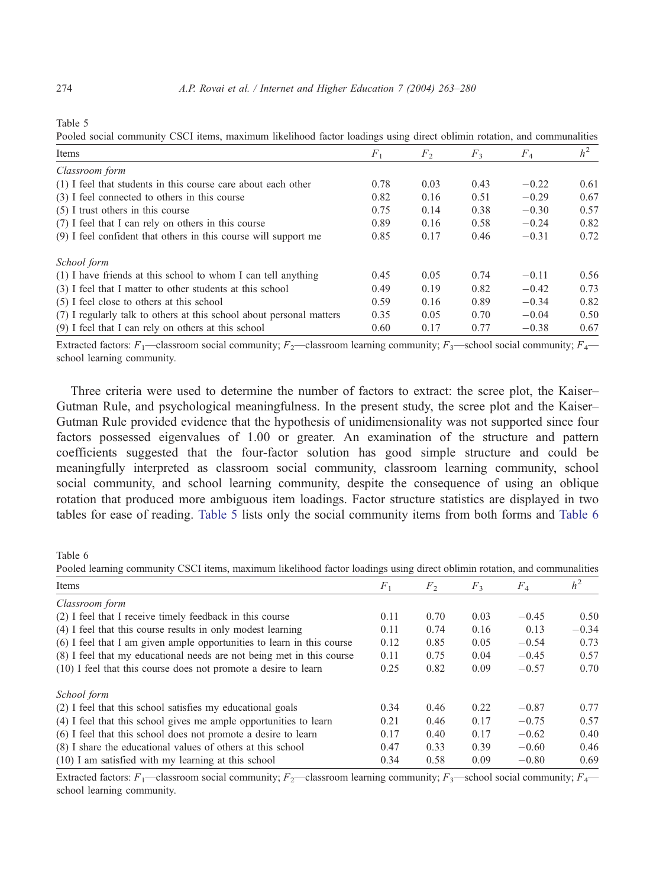Table 5

Pooled social community CSCI items, maximum likelihood factor loadings using direct oblimin rotation, and communalities

| Items | $F_1$ | $F_2$ | $F_3$ | $F_4$ | $h^2$ |
|---|---|---|---|---|---|
| *Classroom form* | | | | | |
| (1) I feel that students in this course care about each other | 0.78 | 0.03 | 0.43 | −0.22 | 0.61 |
| (3) I feel connected to others in this course | 0.82 | 0.16 | 0.51 | −0.29 | 0.67 |
| (5) I trust others in this course | 0.75 | 0.14 | 0.38 | −0.30 | 0.57 |
| (7) I feel that I can rely on others in this course | 0.89 | 0.16 | 0.58 | −0.24 | 0.82 |
| (9) I feel confident that others in this course will support me | 0.85 | 0.17 | 0.46 | −0.31 | 0.72 |
| *School form* | | | | | |
| (1) I have friends at this school to whom I can tell anything | 0.45 | 0.05 | 0.74 | −0.11 | 0.56 |
| (3) I feel that I matter to other students at this school | 0.49 | 0.19 | 0.82 | −0.42 | 0.73 |
| (5) I feel close to others at this school | 0.59 | 0.16 | 0.89 | −0.34 | 0.82 |
| (7) I regularly talk to others at this school about personal matters | 0.35 | 0.05 | 0.70 | −0.04 | 0.50 |
| (9) I feel that I can rely on others at this school | 0.60 | 0.17 | 0.77 | −0.38 | 0.67 |

Extracted factors: $F_1$—classroom social community; $F_2$—classroom learning community; $F_3$—school social community; $F_4$—school learning community.

Three criteria were used to determine the number of factors to extract: the scree plot, the Kaiser–Gutman Rule, and psychological meaningfulness. In the present study, the scree plot and the Kaiser–Gutman Rule provided evidence that the hypothesis of unidimensionality was not supported since four factors possessed eigenvalues of 1.00 or greater. An examination of the structure and pattern coefficients suggested that the four-factor solution has good simple structure and could be meaningfully interpreted as classroom social community, classroom learning community, school social community, and school learning community, despite the consequence of using an oblique rotation that produced more ambiguous item loadings. Factor structure statistics are displayed in two tables for ease of reading. Table 5 lists only the social community items from both forms and Table 6

Table 6

Pooled learning community CSCI items, maximum likelihood factor loadings using direct oblimin rotation, and communalities

| Items | $F_1$ | $F_2$ | $F_3$ | $F_4$ | $h^2$ |
|---|---|---|---|---|---|
| *Classroom form* | | | | | |
| (2) I feel that I receive timely feedback in this course | 0.11 | 0.70 | 0.03 | −0.45 | 0.50 |
| (4) I feel that this course results in only modest learning | 0.11 | 0.74 | 0.16 | 0.13 | −0.34 |
| (6) I feel that I am given ample opportunities to learn in this course | 0.12 | 0.85 | 0.05 | −0.54 | 0.73 |
| (8) I feel that my educational needs are not being met in this course | 0.11 | 0.75 | 0.04 | −0.45 | 0.57 |
| (10) I feel that this course does not promote a desire to learn | 0.25 | 0.82 | 0.09 | −0.57 | 0.70 |
| *School form* | | | | | |
| (2) I feel that this school satisfies my educational goals | 0.34 | 0.46 | 0.22 | −0.87 | 0.77 |
| (4) I feel that this school gives me ample opportunities to learn | 0.21 | 0.46 | 0.17 | −0.75 | 0.57 |
| (6) I feel that this school does not promote a desire to learn | 0.17 | 0.40 | 0.17 | −0.62 | 0.40 |
| (8) I share the educational values of others at this school | 0.47 | 0.33 | 0.39 | −0.60 | 0.46 |
| (10) I am satisfied with my learning at this school | 0.34 | 0.58 | 0.09 | −0.80 | 0.69 |

Extracted factors: $F_1$—classroom social community; $F_2$—classroom learning community; $F_3$—school social community; $F_4$—school learning community.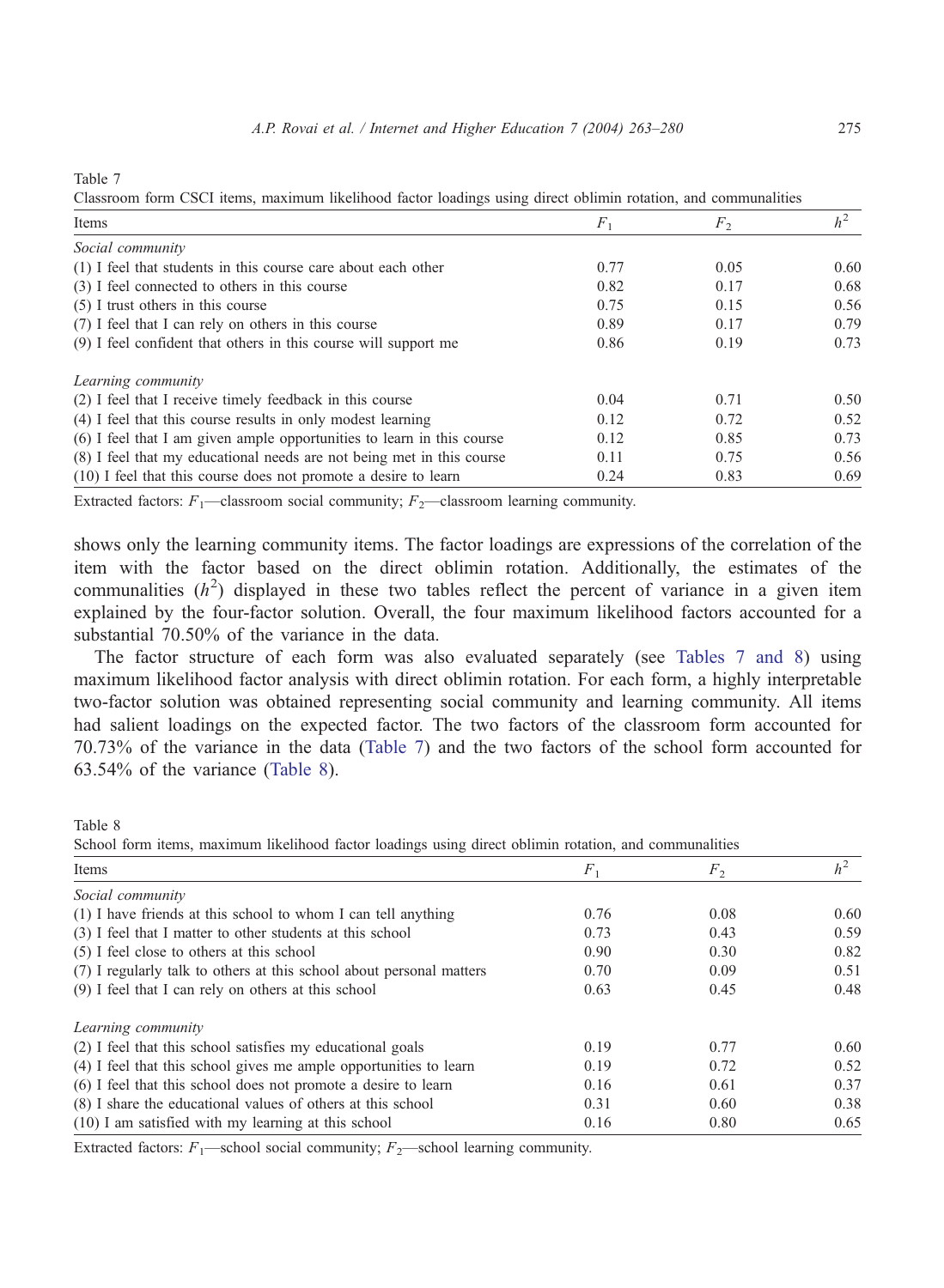Table 7

Classroom form CSCI items, maximum likelihood factor loadings using direct oblimin rotation, and communalities

| Items | $F_1$ | $F_2$ | $h^2$ |
|---|---|---|---|
| *Social community* | | | |
| (1) I feel that students in this course care about each other | 0.77 | 0.05 | 0.60 |
| (3) I feel connected to others in this course | 0.82 | 0.17 | 0.68 |
| (5) I trust others in this course | 0.75 | 0.15 | 0.56 |
| (7) I feel that I can rely on others in this course | 0.89 | 0.17 | 0.79 |
| (9) I feel confident that others in this course will support me | 0.86 | 0.19 | 0.73 |
| *Learning community* | | | |
| (2) I feel that I receive timely feedback in this course | 0.04 | 0.71 | 0.50 |
| (4) I feel that this course results in only modest learning | 0.12 | 0.72 | 0.52 |
| (6) I feel that I am given ample opportunities to learn in this course | 0.12 | 0.85 | 0.73 |
| (8) I feel that my educational needs are not being met in this course | 0.11 | 0.75 | 0.56 |
| (10) I feel that this course does not promote a desire to learn | 0.24 | 0.83 | 0.69 |

Extracted factors: $F_1$—classroom social community; $F_2$—classroom learning community.

shows only the learning community items. The factor loadings are expressions of the correlation of the item with the factor based on the direct oblimin rotation. Additionally, the estimates of the communalities ($h^2$) displayed in these two tables reflect the percent of variance in a given item explained by the four-factor solution. Overall, the four maximum likelihood factors accounted for a substantial 70.50% of the variance in the data.

The factor structure of each form was also evaluated separately (see Tables 7 and 8) using maximum likelihood factor analysis with direct oblimin rotation. For each form, a highly interpretable two-factor solution was obtained representing social community and learning community. All items had salient loadings on the expected factor. The two factors of the classroom form accounted for 70.73% of the variance in the data (Table 7) and the two factors of the school form accounted for 63.54% of the variance (Table 8).

Table 8

School form items, maximum likelihood factor loadings using direct oblimin rotation, and communalities

| Items | $F_1$ | $F_2$ | $h^2$ |
|---|---|---|---|
| *Social community* | | | |
| (1) I have friends at this school to whom I can tell anything | 0.76 | 0.08 | 0.60 |
| (3) I feel that I matter to other students at this school | 0.73 | 0.43 | 0.59 |
| (5) I feel close to others at this school | 0.90 | 0.30 | 0.82 |
| (7) I regularly talk to others at this school about personal matters | 0.70 | 0.09 | 0.51 |
| (9) I feel that I can rely on others at this school | 0.63 | 0.45 | 0.48 |
| *Learning community* | | | |
| (2) I feel that this school satisfies my educational goals | 0.19 | 0.77 | 0.60 |
| (4) I feel that this school gives me ample opportunities to learn | 0.19 | 0.72 | 0.52 |
| (6) I feel that this school does not promote a desire to learn | 0.16 | 0.61 | 0.37 |
| (8) I share the educational values of others at this school | 0.31 | 0.60 | 0.38 |
| (10) I am satisfied with my learning at this school | 0.16 | 0.80 | 0.65 |

Extracted factors: $F_1$—school social community; $F_2$—school learning community.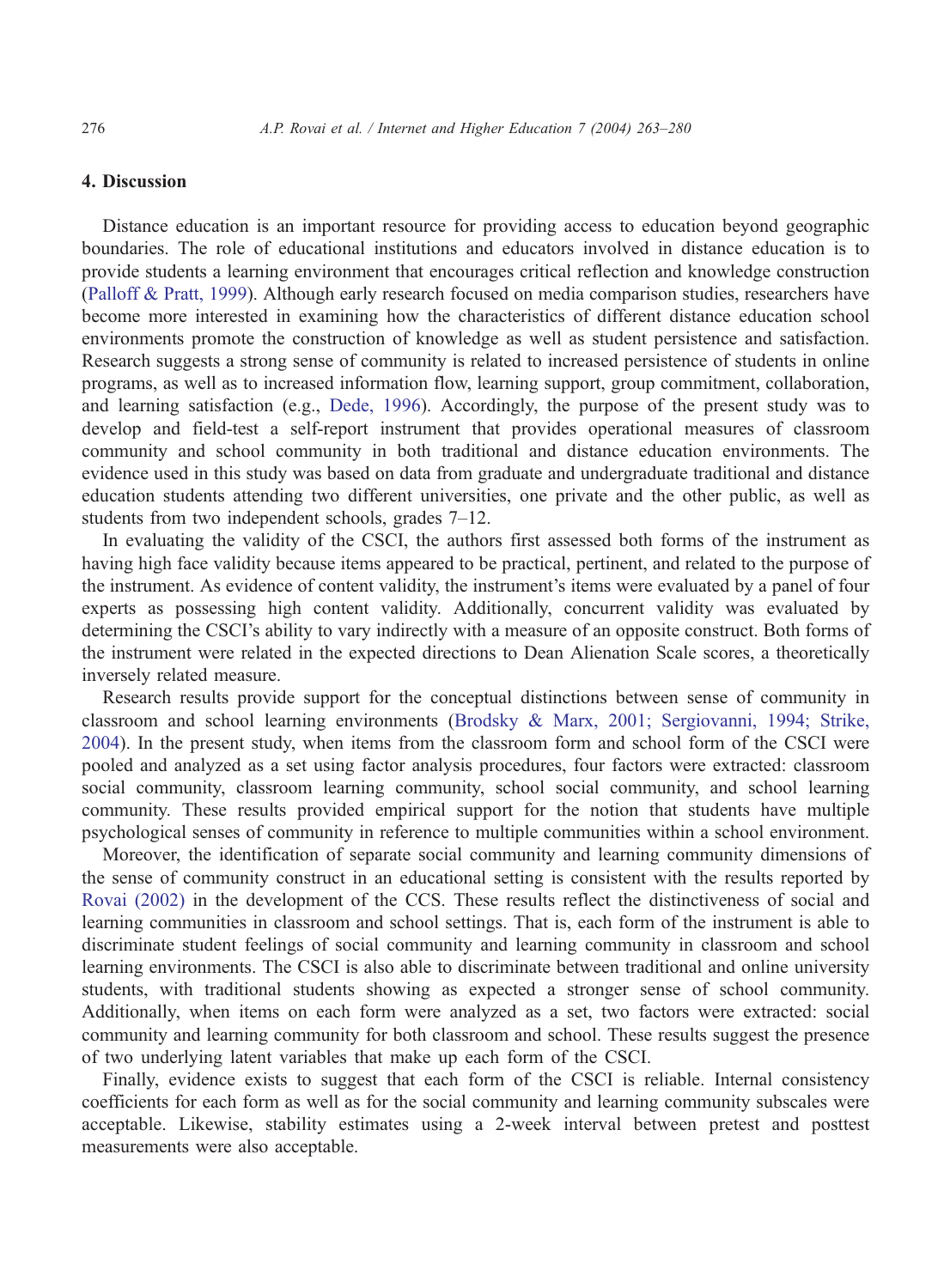## 4. Discussion

Distance education is an important resource for providing access to education beyond geographic boundaries. The role of educational institutions and educators involved in distance education is to provide students a learning environment that encourages critical reflection and knowledge construction (Palloff & Pratt, 1999). Although early research focused on media comparison studies, researchers have become more interested in examining how the characteristics of different distance education school environments promote the construction of knowledge as well as student persistence and satisfaction. Research suggests a strong sense of community is related to increased persistence of students in online programs, as well as to increased information flow, learning support, group commitment, collaboration, and learning satisfaction (e.g., Dede, 1996). Accordingly, the purpose of the present study was to develop and field-test a self-report instrument that provides operational measures of classroom community and school community in both traditional and distance education environments. The evidence used in this study was based on data from graduate and undergraduate traditional and distance education students attending two different universities, one private and the other public, as well as students from two independent schools, grades 7–12.

In evaluating the validity of the CSCI, the authors first assessed both forms of the instrument as having high face validity because items appeared to be practical, pertinent, and related to the purpose of the instrument. As evidence of content validity, the instrument's items were evaluated by a panel of four experts as possessing high content validity. Additionally, concurrent validity was evaluated by determining the CSCI's ability to vary indirectly with a measure of an opposite construct. Both forms of the instrument were related in the expected directions to Dean Alienation Scale scores, a theoretically inversely related measure.

Research results provide support for the conceptual distinctions between sense of community in classroom and school learning environments (Brodsky & Marx, 2001; Sergiovanni, 1994; Strike, 2004). In the present study, when items from the classroom form and school form of the CSCI were pooled and analyzed as a set using factor analysis procedures, four factors were extracted: classroom social community, classroom learning community, school social community, and school learning community. These results provided empirical support for the notion that students have multiple psychological senses of community in reference to multiple communities within a school environment.

Moreover, the identification of separate social community and learning community dimensions of the sense of community construct in an educational setting is consistent with the results reported by Rovai (2002) in the development of the CCS. These results reflect the distinctiveness of social and learning communities in classroom and school settings. That is, each form of the instrument is able to discriminate student feelings of social community and learning community in classroom and school learning environments. The CSCI is also able to discriminate between traditional and online university students, with traditional students showing as expected a stronger sense of school community. Additionally, when items on each form were analyzed as a set, two factors were extracted: social community and learning community for both classroom and school. These results suggest the presence of two underlying latent variables that make up each form of the CSCI.

Finally, evidence exists to suggest that each form of the CSCI is reliable. Internal consistency coefficients for each form as well as for the social community and learning community subscales were acceptable. Likewise, stability estimates using a 2-week interval between pretest and posttest measurements were also acceptable.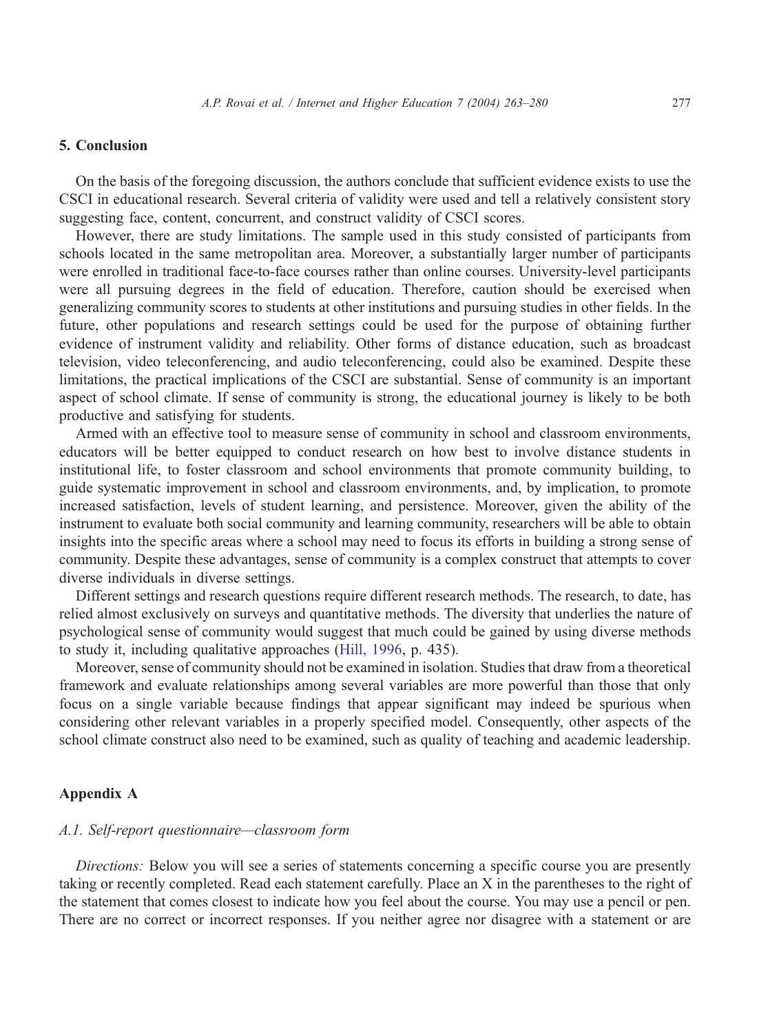## 5. Conclusion

On the basis of the foregoing discussion, the authors conclude that sufficient evidence exists to use the CSCI in educational research. Several criteria of validity were used and tell a relatively consistent story suggesting face, content, concurrent, and construct validity of CSCI scores.

However, there are study limitations. The sample used in this study consisted of participants from schools located in the same metropolitan area. Moreover, a substantially larger number of participants were enrolled in traditional face-to-face courses rather than online courses. University-level participants were all pursuing degrees in the field of education. Therefore, caution should be exercised when generalizing community scores to students at other institutions and pursuing studies in other fields. In the future, other populations and research settings could be used for the purpose of obtaining further evidence of instrument validity and reliability. Other forms of distance education, such as broadcast television, video teleconferencing, and audio teleconferencing, could also be examined. Despite these limitations, the practical implications of the CSCI are substantial. Sense of community is an important aspect of school climate. If sense of community is strong, the educational journey is likely to be both productive and satisfying for students.

Armed with an effective tool to measure sense of community in school and classroom environments, educators will be better equipped to conduct research on how best to involve distance students in institutional life, to foster classroom and school environments that promote community building, to guide systematic improvement in school and classroom environments, and, by implication, to promote increased satisfaction, levels of student learning, and persistence. Moreover, given the ability of the instrument to evaluate both social community and learning community, researchers will be able to obtain insights into the specific areas where a school may need to focus its efforts in building a strong sense of community. Despite these advantages, sense of community is a complex construct that attempts to cover diverse individuals in diverse settings.

Different settings and research questions require different research methods. The research, to date, has relied almost exclusively on surveys and quantitative methods. The diversity that underlies the nature of psychological sense of community would suggest that much could be gained by using diverse methods to study it, including qualitative approaches (Hill, 1996, p. 435).

Moreover, sense of community should not be examined in isolation. Studies that draw from a theoretical framework and evaluate relationships among several variables are more powerful than those that only focus on a single variable because findings that appear significant may indeed be spurious when considering other relevant variables in a properly specified model. Consequently, other aspects of the school climate construct also need to be examined, such as quality of teaching and academic leadership.

## Appendix A

### *A.1. Self-report questionnaire—classroom form*

*Directions:* Below you will see a series of statements concerning a specific course you are presently taking or recently completed. Read each statement carefully. Place an X in the parentheses to the right of the statement that comes closest to indicate how you feel about the course. You may use a pencil or pen. There are no correct or incorrect responses. If you neither agree nor disagree with a statement or are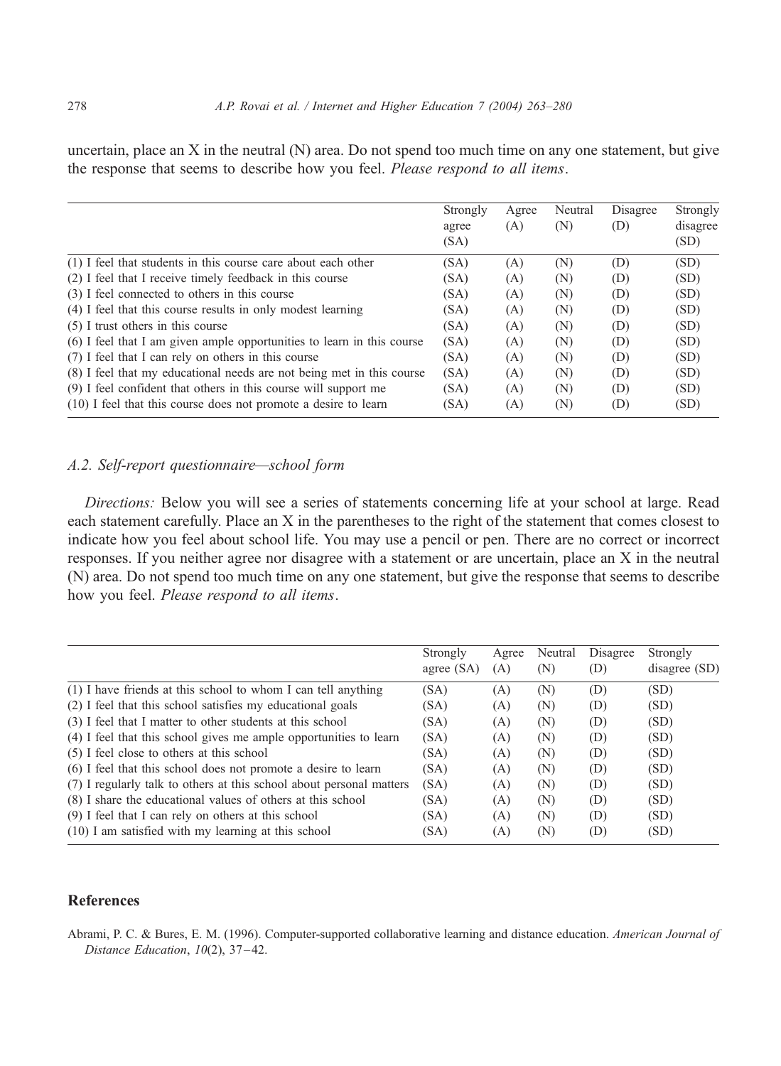uncertain, place an X in the neutral (N) area. Do not spend too much time on any one statement, but give the response that seems to describe how you feel. *Please respond to all items*.

| | Strongly agree (SA) | Agree (A) | Neutral (N) | Disagree (D) | Strongly disagree (SD) |
|---|---|---|---|---|---|
| (1) I feel that students in this course care about each other | (SA) | (A) | (N) | (D) | (SD) |
| (2) I feel that I receive timely feedback in this course | (SA) | (A) | (N) | (D) | (SD) |
| (3) I feel connected to others in this course | (SA) | (A) | (N) | (D) | (SD) |
| (4) I feel that this course results in only modest learning | (SA) | (A) | (N) | (D) | (SD) |
| (5) I trust others in this course | (SA) | (A) | (N) | (D) | (SD) |
| (6) I feel that I am given ample opportunities to learn in this course | (SA) | (A) | (N) | (D) | (SD) |
| (7) I feel that I can rely on others in this course | (SA) | (A) | (N) | (D) | (SD) |
| (8) I feel that my educational needs are not being met in this course | (SA) | (A) | (N) | (D) | (SD) |
| (9) I feel confident that others in this course will support me | (SA) | (A) | (N) | (D) | (SD) |
| (10) I feel that this course does not promote a desire to learn | (SA) | (A) | (N) | (D) | (SD) |

### A.2. Self-report questionnaire—school form

*Directions:* Below you will see a series of statements concerning life at your school at large. Read each statement carefully. Place an X in the parentheses to the right of the statement that comes closest to indicate how you feel about school life. You may use a pencil or pen. There are no correct or incorrect responses. If you neither agree nor disagree with a statement or are uncertain, place an X in the neutral (N) area. Do not spend too much time on any one statement, but give the response that seems to describe how you feel. *Please respond to all items*.

| | Strongly agree (SA) | Agree (A) | Neutral (N) | Disagree (D) | Strongly disagree (SD) |
|---|---|---|---|---|---|
| (1) I have friends at this school to whom I can tell anything | (SA) | (A) | (N) | (D) | (SD) |
| (2) I feel that this school satisfies my educational goals | (SA) | (A) | (N) | (D) | (SD) |
| (3) I feel that I matter to other students at this school | (SA) | (A) | (N) | (D) | (SD) |
| (4) I feel that this school gives me ample opportunities to learn | (SA) | (A) | (N) | (D) | (SD) |
| (5) I feel close to others at this school | (SA) | (A) | (N) | (D) | (SD) |
| (6) I feel that this school does not promote a desire to learn | (SA) | (A) | (N) | (D) | (SD) |
| (7) I regularly talk to others at this school about personal matters | (SA) | (A) | (N) | (D) | (SD) |
| (8) I share the educational values of others at this school | (SA) | (A) | (N) | (D) | (SD) |
| (9) I feel that I can rely on others at this school | (SA) | (A) | (N) | (D) | (SD) |
| (10) I am satisfied with my learning at this school | (SA) | (A) | (N) | (D) | (SD) |

## References

Abrami, P. C. & Bures, E. M. (1996). Computer-supported collaborative learning and distance education. *American Journal of Distance Education*, *10*(2), 37–42.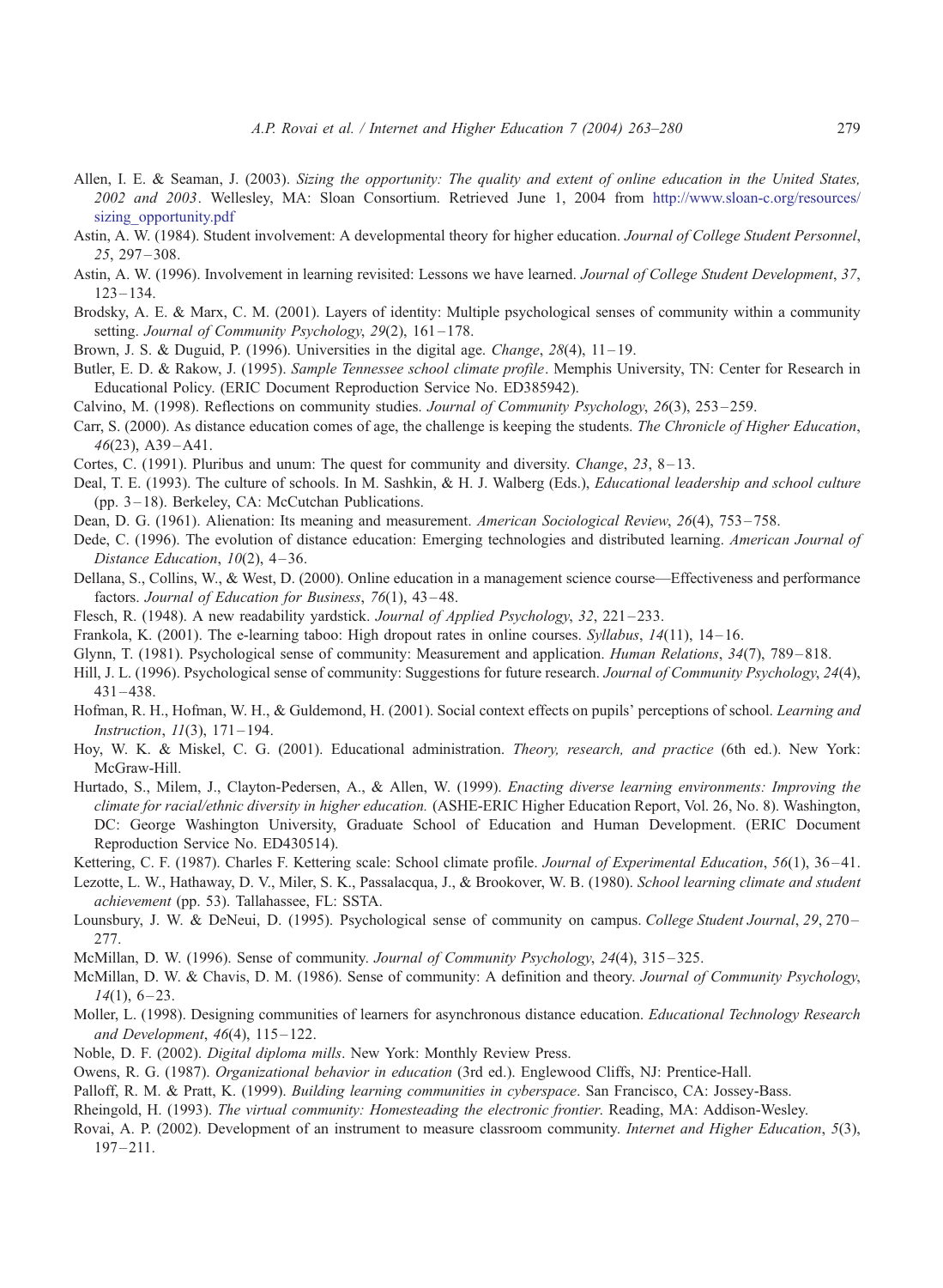Allen, I. E. & Seaman, J. (2003). *Sizing the opportunity: The quality and extent of online education in the United States, 2002 and 2003*. Wellesley, MA: Sloan Consortium. Retrieved June 1, 2004 from http://www.sloan-c.org/resources/sizing_opportunity.pdf

Astin, A. W. (1984). Student involvement: A developmental theory for higher education. *Journal of College Student Personnel*, *25*, 297–308.

Astin, A. W. (1996). Involvement in learning revisited: Lessons we have learned. *Journal of College Student Development*, *37*, 123–134.

Brodsky, A. E. & Marx, C. M. (2001). Layers of identity: Multiple psychological senses of community within a community setting. *Journal of Community Psychology*, *29*(2), 161–178.

Brown, J. S. & Duguid, P. (1996). Universities in the digital age. *Change*, *28*(4), 11–19.

Butler, E. D. & Rakow, J. (1995). *Sample Tennessee school climate profile*. Memphis University, TN: Center for Research in Educational Policy. (ERIC Document Reproduction Service No. ED385942).

Calvino, M. (1998). Reflections on community studies. *Journal of Community Psychology*, *26*(3), 253–259.

Carr, S. (2000). As distance education comes of age, the challenge is keeping the students. *The Chronicle of Higher Education*, *46*(23), A39–A41.

Cortes, C. (1991). Pluribus and unum: The quest for community and diversity. *Change*, *23*, 8–13.

Deal, T. E. (1993). The culture of schools. In M. Sashkin, & H. J. Walberg (Eds.), *Educational leadership and school culture* (pp. 3–18). Berkeley, CA: McCutchan Publications.

Dean, D. G. (1961). Alienation: Its meaning and measurement. *American Sociological Review*, *26*(4), 753–758.

Dede, C. (1996). The evolution of distance education: Emerging technologies and distributed learning. *American Journal of Distance Education*, *10*(2), 4–36.

Dellana, S., Collins, W., & West, D. (2000). Online education in a management science course—Effectiveness and performance factors. *Journal of Education for Business*, *76*(1), 43–48.

Flesch, R. (1948). A new readability yardstick. *Journal of Applied Psychology*, *32*, 221–233.

Frankola, K. (2001). The e-learning taboo: High dropout rates in online courses. *Syllabus*, *14*(11), 14–16.

Glynn, T. (1981). Psychological sense of community: Measurement and application. *Human Relations*, *34*(7), 789–818.

Hill, J. L. (1996). Psychological sense of community: Suggestions for future research. *Journal of Community Psychology*, *24*(4), 431–438.

Hofman, R. H., Hofman, W. H., & Guldemond, H. (2001). Social context effects on pupils' perceptions of school. *Learning and Instruction*, *11*(3), 171–194.

Hoy, W. K. & Miskel, C. G. (2001). Educational administration. *Theory, research, and practice* (6th ed.). New York: McGraw-Hill.

Hurtado, S., Milem, J., Clayton-Pedersen, A., & Allen, W. (1999). *Enacting diverse learning environments: Improving the climate for racial/ethnic diversity in higher education.* (ASHE-ERIC Higher Education Report, Vol. 26, No. 8). Washington, DC: George Washington University, Graduate School of Education and Human Development. (ERIC Document Reproduction Service No. ED430514).

Kettering, C. F. (1987). Charles F. Kettering scale: School climate profile. *Journal of Experimental Education*, *56*(1), 36–41.

Lezotte, L. W., Hathaway, D. V., Miler, S. K., Passalacqua, J., & Brookover, W. B. (1980). *School learning climate and student achievement* (pp. 53). Tallahassee, FL: SSTA.

Lounsbury, J. W. & DeNeui, D. (1995). Psychological sense of community on campus. *College Student Journal*, *29*, 270–277.

McMillan, D. W. (1996). Sense of community. *Journal of Community Psychology*, *24*(4), 315–325.

McMillan, D. W. & Chavis, D. M. (1986). Sense of community: A definition and theory. *Journal of Community Psychology*, *14*(1), 6–23.

Moller, L. (1998). Designing communities of learners for asynchronous distance education. *Educational Technology Research and Development*, *46*(4), 115–122.

Noble, D. F. (2002). *Digital diploma mills*. New York: Monthly Review Press.

Owens, R. G. (1987). *Organizational behavior in education* (3rd ed.). Englewood Cliffs, NJ: Prentice-Hall.

Palloff, R. M. & Pratt, K. (1999). *Building learning communities in cyberspace*. San Francisco, CA: Jossey-Bass.

Rheingold, H. (1993). *The virtual community: Homesteading the electronic frontier.* Reading, MA: Addison-Wesley.

Rovai, A. P. (2002). Development of an instrument to measure classroom community. *Internet and Higher Education*, *5*(3), 197–211.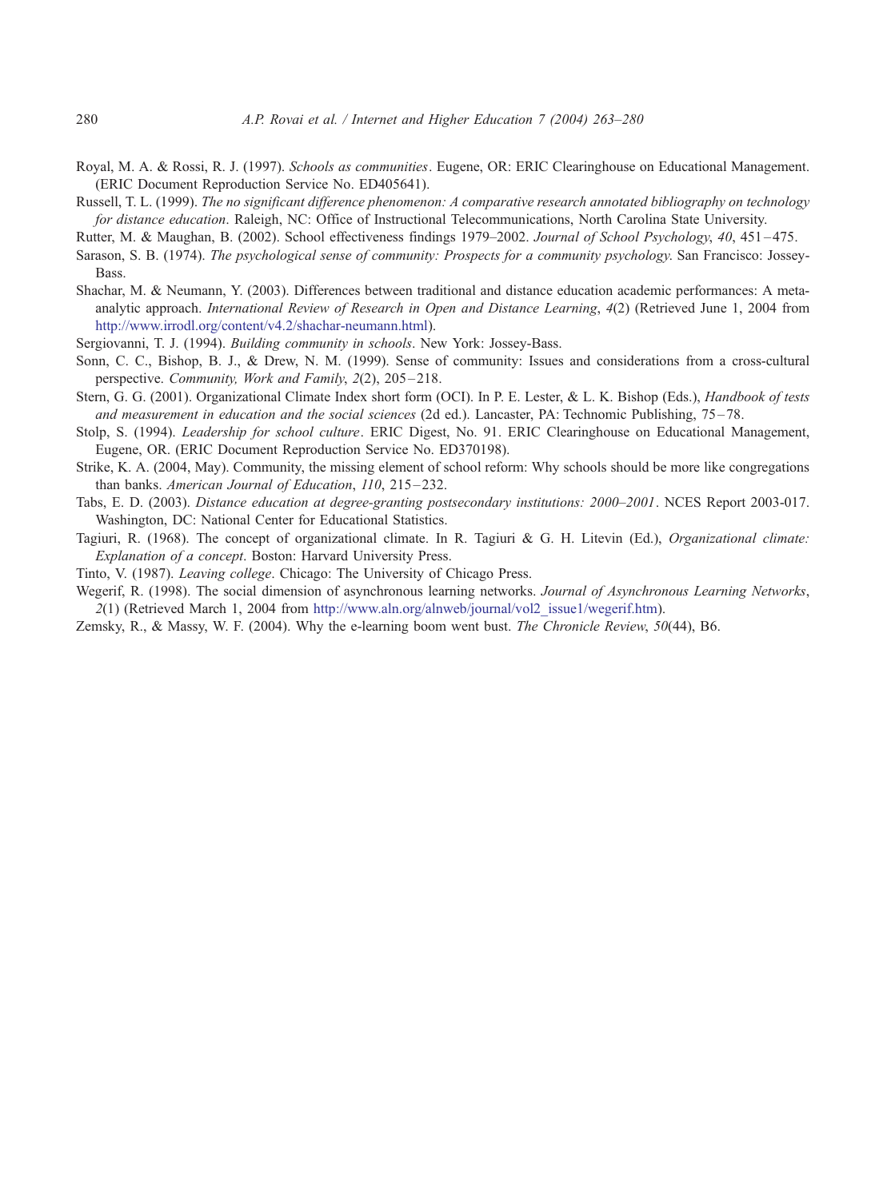Royal, M. A. & Rossi, R. J. (1997). *Schools as communities*. Eugene, OR: ERIC Clearinghouse on Educational Management. (ERIC Document Reproduction Service No. ED405641).

Russell, T. L. (1999). *The no significant difference phenomenon: A comparative research annotated bibliography on technology for distance education*. Raleigh, NC: Office of Instructional Telecommunications, North Carolina State University.

Rutter, M. & Maughan, B. (2002). School effectiveness findings 1979–2002. *Journal of School Psychology*, *40*, 451–475.

Sarason, S. B. (1974). *The psychological sense of community: Prospects for a community psychology*. San Francisco: Jossey-Bass.

Shachar, M. & Neumann, Y. (2003). Differences between traditional and distance education academic performances: A meta-analytic approach. *International Review of Research in Open and Distance Learning*, *4*(2) (Retrieved June 1, 2004 from http://www.irrodl.org/content/v4.2/shachar-neumann.html).

Sergiovanni, T. J. (1994). *Building community in schools*. New York: Jossey-Bass.

Sonn, C. C., Bishop, B. J., & Drew, N. M. (1999). Sense of community: Issues and considerations from a cross-cultural perspective. *Community, Work and Family*, *2*(2), 205–218.

Stern, G. G. (2001). Organizational Climate Index short form (OCI). In P. E. Lester, & L. K. Bishop (Eds.), *Handbook of tests and measurement in education and the social sciences* (2d ed.). Lancaster, PA: Technomic Publishing, 75–78.

Stolp, S. (1994). *Leadership for school culture*. ERIC Digest, No. 91. ERIC Clearinghouse on Educational Management, Eugene, OR. (ERIC Document Reproduction Service No. ED370198).

Strike, K. A. (2004, May). Community, the missing element of school reform: Why schools should be more like congregations than banks. *American Journal of Education*, *110*, 215–232.

Tabs, E. D. (2003). *Distance education at degree-granting postsecondary institutions: 2000–2001*. NCES Report 2003-017. Washington, DC: National Center for Educational Statistics.

Tagiuri, R. (1968). The concept of organizational climate. In R. Tagiuri & G. H. Litevin (Ed.), *Organizational climate: Explanation of a concept*. Boston: Harvard University Press.

Tinto, V. (1987). *Leaving college*. Chicago: The University of Chicago Press.

Wegerif, R. (1998). The social dimension of asynchronous learning networks. *Journal of Asynchronous Learning Networks*, *2*(1) (Retrieved March 1, 2004 from http://www.aln.org/alnweb/journal/vol2_issue1/wegerif.htm).

Zemsky, R., & Massy, W. F. (2004). Why the e-learning boom went bust. *The Chronicle Review*, *50*(44), B6.